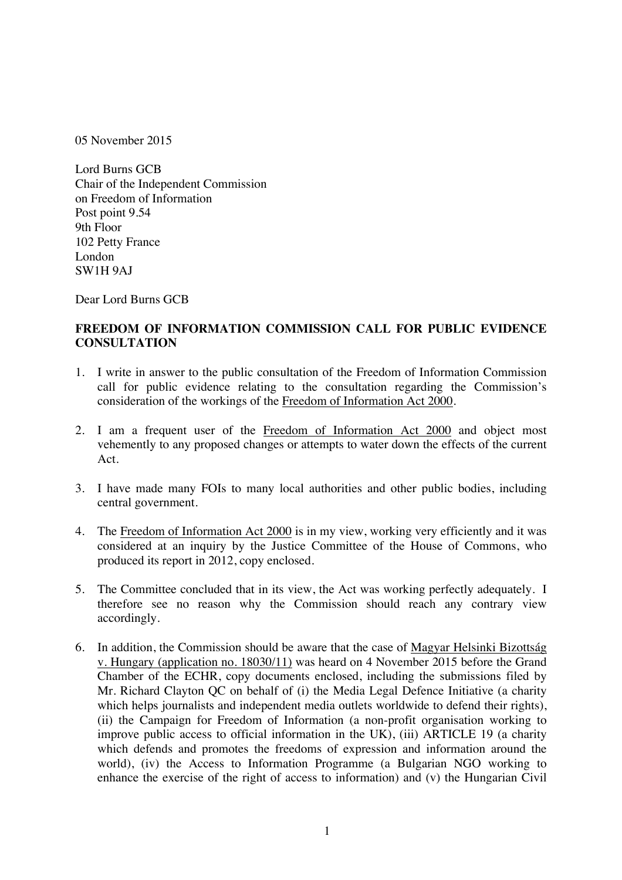05 November 2015

Lord Burns GCB
Chair of the Independent Commission
on Freedom of Information
Post point 9.54
9th Floor
102 Petty France
London
SW1H 9AJ

Dear Lord Burns GCB

**FREEDOM OF INFORMATION COMMISSION CALL FOR PUBLIC EVIDENCE CONSULTATION**

1. I write in answer to the public consultation of the Freedom of Information Commission call for public evidence relating to the consultation regarding the Commission's consideration of the workings of the Freedom of Information Act 2000.

2. I am a frequent user of the Freedom of Information Act 2000 and object most vehemently to any proposed changes or attempts to water down the effects of the current Act.

3. I have made many FOIs to many local authorities and other public bodies, including central government.

4. The Freedom of Information Act 2000 is in my view, working very efficiently and it was considered at an inquiry by the Justice Committee of the House of Commons, who produced its report in 2012, copy enclosed.

5. The Committee concluded that in its view, the Act was working perfectly adequately. I therefore see no reason why the Commission should reach any contrary view accordingly.

6. In addition, the Commission should be aware that the case of Magyar Helsinki Bizottság v. Hungary (application no. 18030/11) was heard on 4 November 2015 before the Grand Chamber of the ECHR, copy documents enclosed, including the submissions filed by Mr. Richard Clayton QC on behalf of (i) the Media Legal Defence Initiative (a charity which helps journalists and independent media outlets worldwide to defend their rights), (ii) the Campaign for Freedom of Information (a non-profit organisation working to improve public access to official information in the UK), (iii) ARTICLE 19 (a charity which defends and promotes the freedoms of expression and information around the world), (iv) the Access to Information Programme (a Bulgarian NGO working to enhance the exercise of the right of access to information) and (v) the Hungarian Civil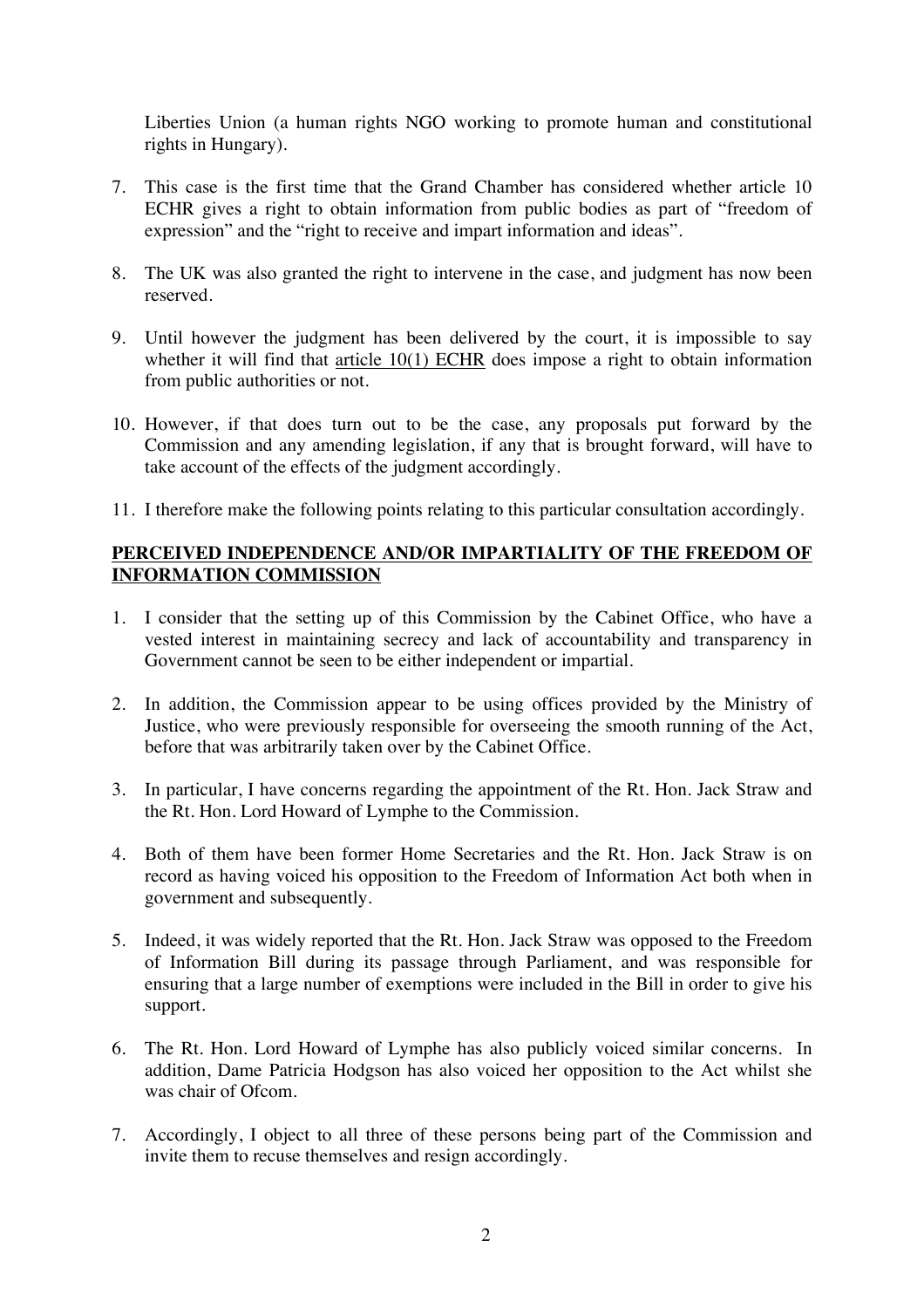Liberties Union (a human rights NGO working to promote human and constitutional rights in Hungary).

7. This case is the first time that the Grand Chamber has considered whether article 10 ECHR gives a right to obtain information from public bodies as part of "freedom of expression" and the "right to receive and impart information and ideas".

8. The UK was also granted the right to intervene in the case, and judgment has now been reserved.

9. Until however the judgment has been delivered by the court, it is impossible to say whether it will find that article 10(1) ECHR does impose a right to obtain information from public authorities or not.

10. However, if that does turn out to be the case, any proposals put forward by the Commission and any amending legislation, if any that is brought forward, will have to take account of the effects of the judgment accordingly.

11. I therefore make the following points relating to this particular consultation accordingly.

## PERCEIVED INDEPENDENCE AND/OR IMPARTIALITY OF THE FREEDOM OF INFORMATION COMMISSION

1. I consider that the setting up of this Commission by the Cabinet Office, who have a vested interest in maintaining secrecy and lack of accountability and transparency in Government cannot be seen to be either independent or impartial.

2. In addition, the Commission appear to be using offices provided by the Ministry of Justice, who were previously responsible for overseeing the smooth running of the Act, before that was arbitrarily taken over by the Cabinet Office.

3. In particular, I have concerns regarding the appointment of the Rt. Hon. Jack Straw and the Rt. Hon. Lord Howard of Lymphe to the Commission.

4. Both of them have been former Home Secretaries and the Rt. Hon. Jack Straw is on record as having voiced his opposition to the Freedom of Information Act both when in government and subsequently.

5. Indeed, it was widely reported that the Rt. Hon. Jack Straw was opposed to the Freedom of Information Bill during its passage through Parliament, and was responsible for ensuring that a large number of exemptions were included in the Bill in order to give his support.

6. The Rt. Hon. Lord Howard of Lymphe has also publicly voiced similar concerns. In addition, Dame Patricia Hodgson has also voiced her opposition to the Act whilst she was chair of Ofcom.

7. Accordingly, I object to all three of these persons being part of the Commission and invite them to recuse themselves and resign accordingly.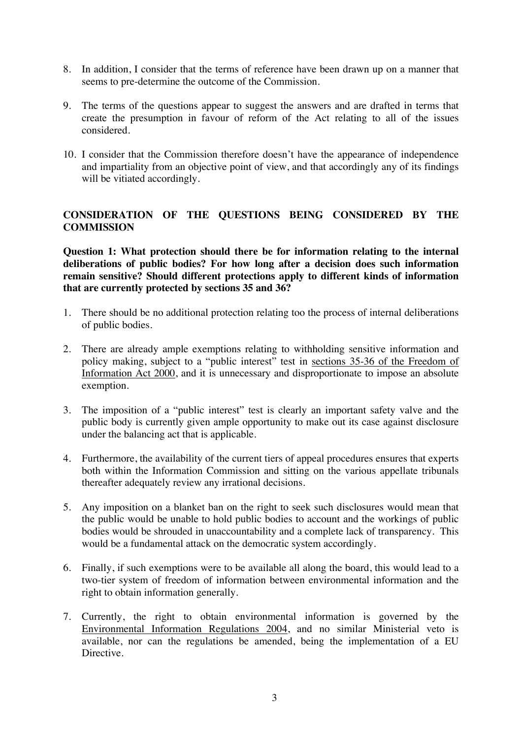8. In addition, I consider that the terms of reference have been drawn up on a manner that seems to pre-determine the outcome of the Commission.

9. The terms of the questions appear to suggest the answers and are drafted in terms that create the presumption in favour of reform of the Act relating to all of the issues considered.

10. I consider that the Commission therefore doesn't have the appearance of independence and impartiality from an objective point of view, and that accordingly any of its findings will be vitiated accordingly.

## CONSIDERATION OF THE QUESTIONS BEING CONSIDERED BY THE COMMISSION

**Question 1: What protection should there be for information relating to the internal deliberations of public bodies? For how long after a decision does such information remain sensitive? Should different protections apply to different kinds of information that are currently protected by sections 35 and 36?**

1. There should be no additional protection relating too the process of internal deliberations of public bodies.

2. There are already ample exemptions relating to withholding sensitive information and policy making, subject to a "public interest" test in sections 35-36 of the Freedom of Information Act 2000, and it is unnecessary and disproportionate to impose an absolute exemption.

3. The imposition of a "public interest" test is clearly an important safety valve and the public body is currently given ample opportunity to make out its case against disclosure under the balancing act that is applicable.

4. Furthermore, the availability of the current tiers of appeal procedures ensures that experts both within the Information Commission and sitting on the various appellate tribunals thereafter adequately review any irrational decisions.

5. Any imposition on a blanket ban on the right to seek such disclosures would mean that the public would be unable to hold public bodies to account and the workings of public bodies would be shrouded in unaccountability and a complete lack of transparency. This would be a fundamental attack on the democratic system accordingly.

6. Finally, if such exemptions were to be available all along the board, this would lead to a two-tier system of freedom of information between environmental information and the right to obtain information generally.

7. Currently, the right to obtain environmental information is governed by the Environmental Information Regulations 2004, and no similar Ministerial veto is available, nor can the regulations be amended, being the implementation of a EU Directive.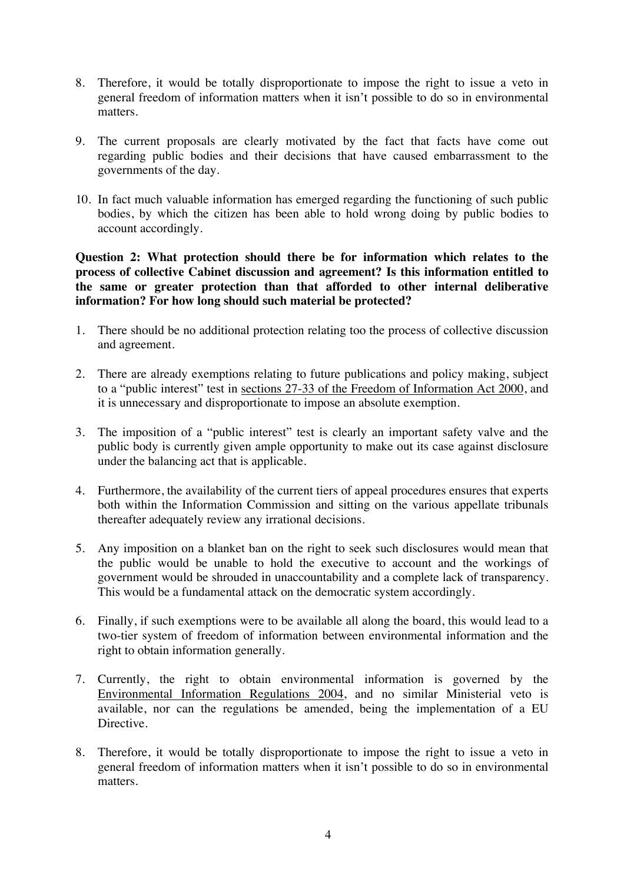8. Therefore, it would be totally disproportionate to impose the right to issue a veto in general freedom of information matters when it isn't possible to do so in environmental matters.

9. The current proposals are clearly motivated by the fact that facts have come out regarding public bodies and their decisions that have caused embarrassment to the governments of the day.

10. In fact much valuable information has emerged regarding the functioning of such public bodies, by which the citizen has been able to hold wrong doing by public bodies to account accordingly.

**Question 2: What protection should there be for information which relates to the process of collective Cabinet discussion and agreement? Is this information entitled to the same or greater protection than that afforded to other internal deliberative information? For how long should such material be protected?**

1. There should be no additional protection relating too the process of collective discussion and agreement.

2. There are already exemptions relating to future publications and policy making, subject to a "public interest" test in sections 27-33 of the Freedom of Information Act 2000, and it is unnecessary and disproportionate to impose an absolute exemption.

3. The imposition of a "public interest" test is clearly an important safety valve and the public body is currently given ample opportunity to make out its case against disclosure under the balancing act that is applicable.

4. Furthermore, the availability of the current tiers of appeal procedures ensures that experts both within the Information Commission and sitting on the various appellate tribunals thereafter adequately review any irrational decisions.

5. Any imposition on a blanket ban on the right to seek such disclosures would mean that the public would be unable to hold the executive to account and the workings of government would be shrouded in unaccountability and a complete lack of transparency. This would be a fundamental attack on the democratic system accordingly.

6. Finally, if such exemptions were to be available all along the board, this would lead to a two-tier system of freedom of information between environmental information and the right to obtain information generally.

7. Currently, the right to obtain environmental information is governed by the Environmental Information Regulations 2004, and no similar Ministerial veto is available, nor can the regulations be amended, being the implementation of a EU Directive.

8. Therefore, it would be totally disproportionate to impose the right to issue a veto in general freedom of information matters when it isn't possible to do so in environmental matters.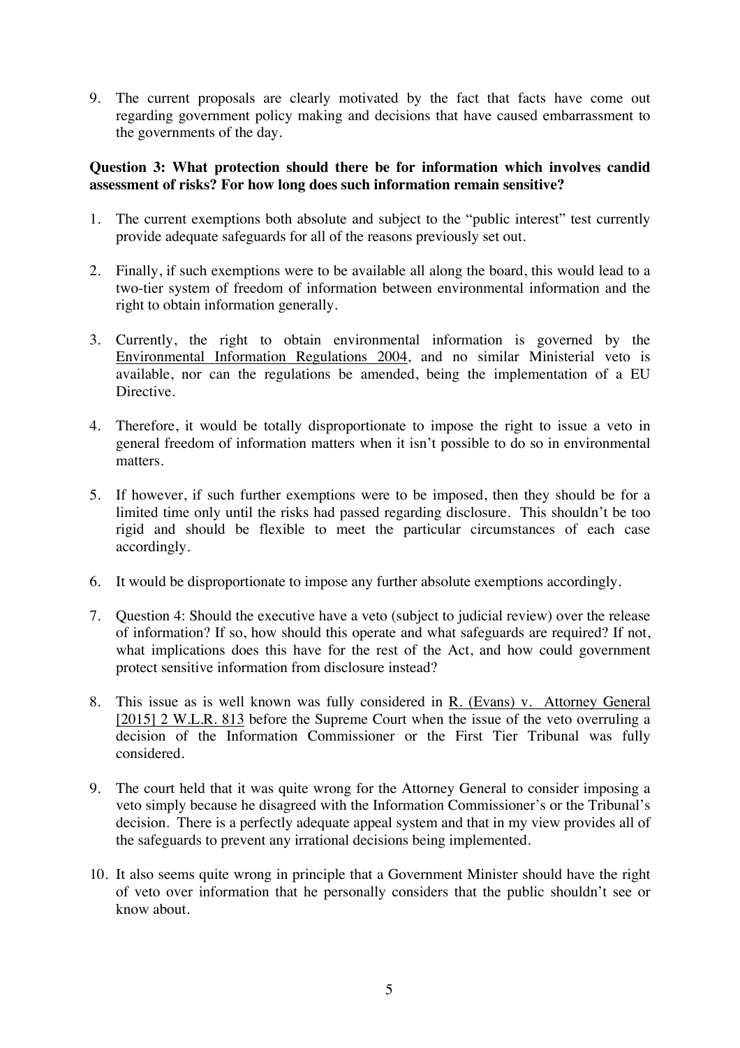9. The current proposals are clearly motivated by the fact that facts have come out regarding government policy making and decisions that have caused embarrassment to the governments of the day.

**Question 3: What protection should there be for information which involves candid assessment of risks? For how long does such information remain sensitive?**

1. The current exemptions both absolute and subject to the "public interest" test currently provide adequate safeguards for all of the reasons previously set out.

2. Finally, if such exemptions were to be available all along the board, this would lead to a two-tier system of freedom of information between environmental information and the right to obtain information generally.

3. Currently, the right to obtain environmental information is governed by the Environmental Information Regulations 2004, and no similar Ministerial veto is available, nor can the regulations be amended, being the implementation of a EU Directive.

4. Therefore, it would be totally disproportionate to impose the right to issue a veto in general freedom of information matters when it isn't possible to do so in environmental matters.

5. If however, if such further exemptions were to be imposed, then they should be for a limited time only until the risks had passed regarding disclosure. This shouldn't be too rigid and should be flexible to meet the particular circumstances of each case accordingly.

6. It would be disproportionate to impose any further absolute exemptions accordingly.

7. Question 4: Should the executive have a veto (subject to judicial review) over the release of information? If so, how should this operate and what safeguards are required? If not, what implications does this have for the rest of the Act, and how could government protect sensitive information from disclosure instead?

8. This issue as is well known was fully considered in R. (Evans) v. Attorney General [2015] 2 W.L.R. 813 before the Supreme Court when the issue of the veto overruling a decision of the Information Commissioner or the First Tier Tribunal was fully considered.

9. The court held that it was quite wrong for the Attorney General to consider imposing a veto simply because he disagreed with the Information Commissioner's or the Tribunal's decision. There is a perfectly adequate appeal system and that in my view provides all of the safeguards to prevent any irrational decisions being implemented.

10. It also seems quite wrong in principle that a Government Minister should have the right of veto over information that he personally considers that the public shouldn't see or know about.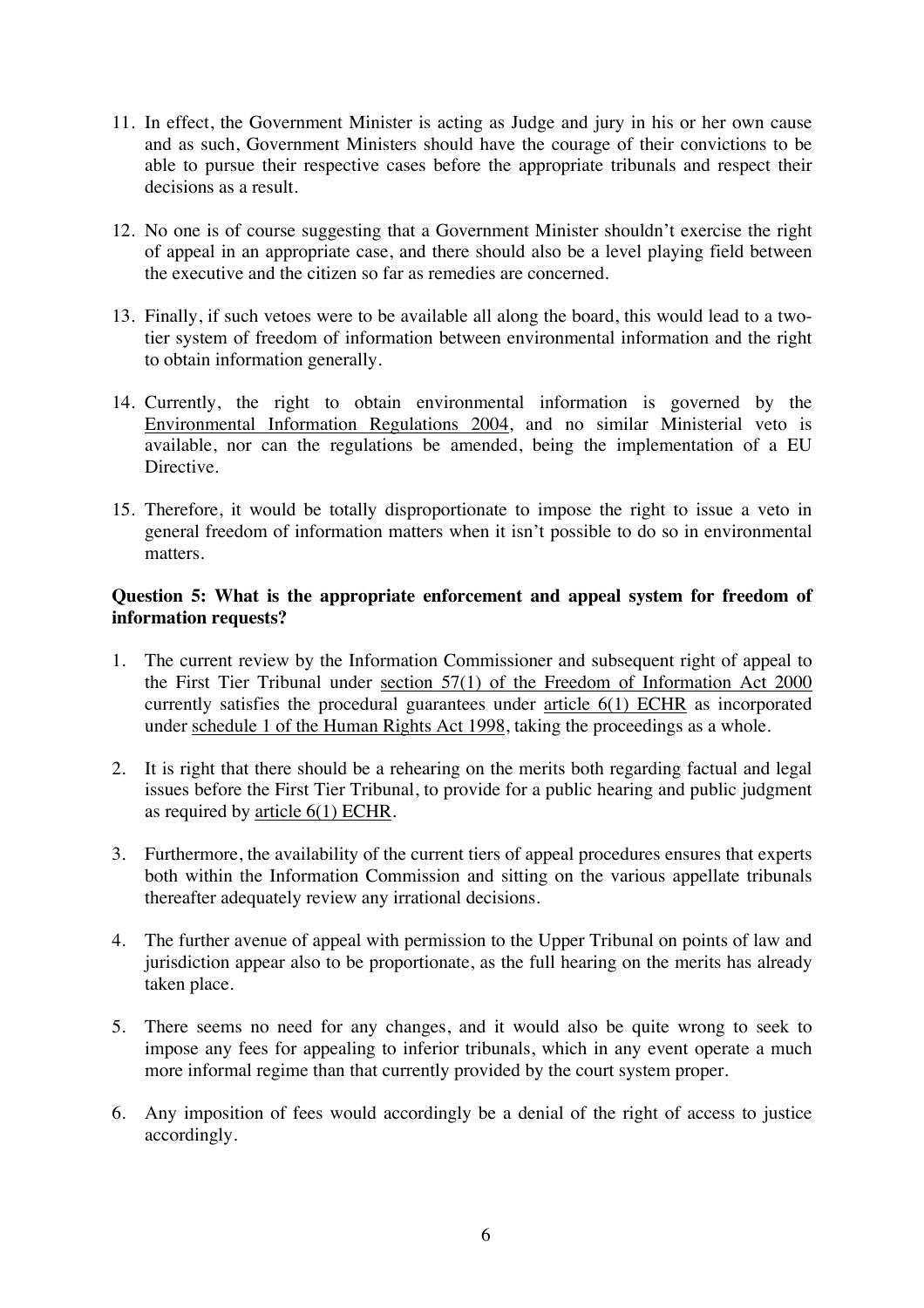11. In effect, the Government Minister is acting as Judge and jury in his or her own cause and as such, Government Ministers should have the courage of their convictions to be able to pursue their respective cases before the appropriate tribunals and respect their decisions as a result.

12. No one is of course suggesting that a Government Minister shouldn't exercise the right of appeal in an appropriate case, and there should also be a level playing field between the executive and the citizen so far as remedies are concerned.

13. Finally, if such vetoes were to be available all along the board, this would lead to a two-tier system of freedom of information between environmental information and the right to obtain information generally.

14. Currently, the right to obtain environmental information is governed by the Environmental Information Regulations 2004, and no similar Ministerial veto is available, nor can the regulations be amended, being the implementation of a EU Directive.

15. Therefore, it would be totally disproportionate to impose the right to issue a veto in general freedom of information matters when it isn't possible to do so in environmental matters.

**Question 5: What is the appropriate enforcement and appeal system for freedom of information requests?**

1. The current review by the Information Commissioner and subsequent right of appeal to the First Tier Tribunal under section 57(1) of the Freedom of Information Act 2000 currently satisfies the procedural guarantees under article 6(1) ECHR as incorporated under schedule 1 of the Human Rights Act 1998, taking the proceedings as a whole.

2. It is right that there should be a rehearing on the merits both regarding factual and legal issues before the First Tier Tribunal, to provide for a public hearing and public judgment as required by article 6(1) ECHR.

3. Furthermore, the availability of the current tiers of appeal procedures ensures that experts both within the Information Commission and sitting on the various appellate tribunals thereafter adequately review any irrational decisions.

4. The further avenue of appeal with permission to the Upper Tribunal on points of law and jurisdiction appear also to be proportionate, as the full hearing on the merits has already taken place.

5. There seems no need for any changes, and it would also be quite wrong to seek to impose any fees for appealing to inferior tribunals, which in any event operate a much more informal regime than that currently provided by the court system proper.

6. Any imposition of fees would accordingly be a denial of the right of access to justice accordingly.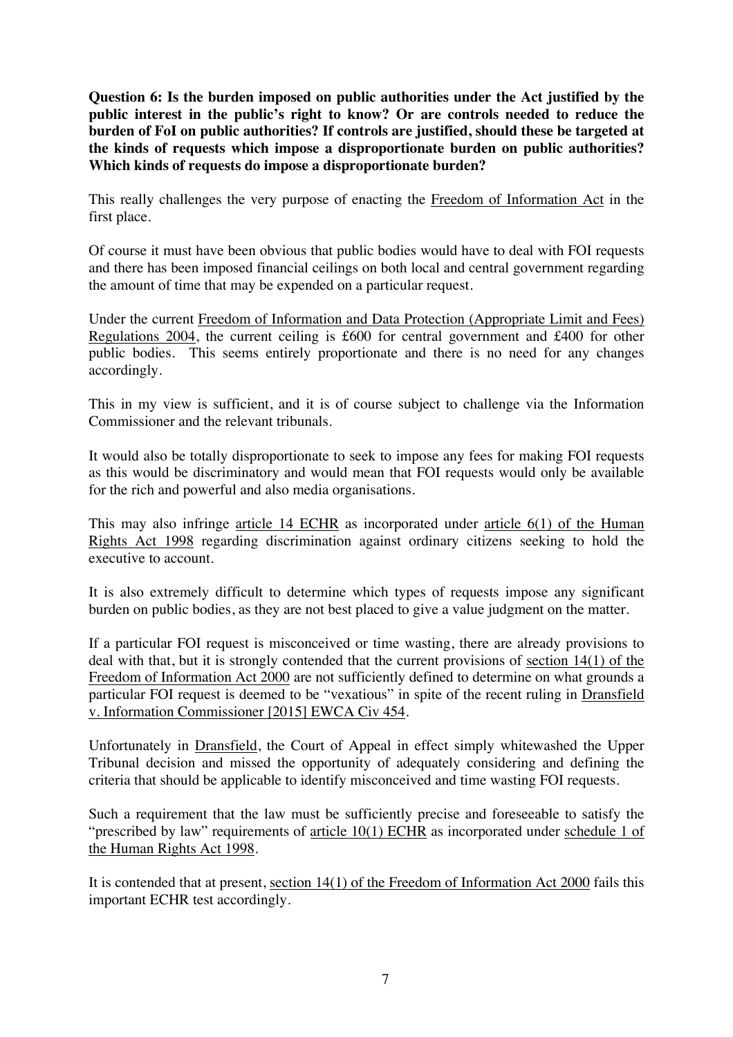**Question 6: Is the burden imposed on public authorities under the Act justified by the public interest in the public's right to know? Or are controls needed to reduce the burden of FoI on public authorities? If controls are justified, should these be targeted at the kinds of requests which impose a disproportionate burden on public authorities? Which kinds of requests do impose a disproportionate burden?**

This really challenges the very purpose of enacting the Freedom of Information Act in the first place.

Of course it must have been obvious that public bodies would have to deal with FOI requests and there has been imposed financial ceilings on both local and central government regarding the amount of time that may be expended on a particular request.

Under the current Freedom of Information and Data Protection (Appropriate Limit and Fees) Regulations 2004, the current ceiling is £600 for central government and £400 for other public bodies. This seems entirely proportionate and there is no need for any changes accordingly.

This in my view is sufficient, and it is of course subject to challenge via the Information Commissioner and the relevant tribunals.

It would also be totally disproportionate to seek to impose any fees for making FOI requests as this would be discriminatory and would mean that FOI requests would only be available for the rich and powerful and also media organisations.

This may also infringe article 14 ECHR as incorporated under article 6(1) of the Human Rights Act 1998 regarding discrimination against ordinary citizens seeking to hold the executive to account.

It is also extremely difficult to determine which types of requests impose any significant burden on public bodies, as they are not best placed to give a value judgment on the matter.

If a particular FOI request is misconceived or time wasting, there are already provisions to deal with that, but it is strongly contended that the current provisions of section 14(1) of the Freedom of Information Act 2000 are not sufficiently defined to determine on what grounds a particular FOI request is deemed to be "vexatious" in spite of the recent ruling in Dransfield v. Information Commissioner [2015] EWCA Civ 454.

Unfortunately in Dransfield, the Court of Appeal in effect simply whitewashed the Upper Tribunal decision and missed the opportunity of adequately considering and defining the criteria that should be applicable to identify misconceived and time wasting FOI requests.

Such a requirement that the law must be sufficiently precise and foreseeable to satisfy the "prescribed by law" requirements of article 10(1) ECHR as incorporated under schedule 1 of the Human Rights Act 1998.

It is contended that at present, section 14(1) of the Freedom of Information Act 2000 fails this important ECHR test accordingly.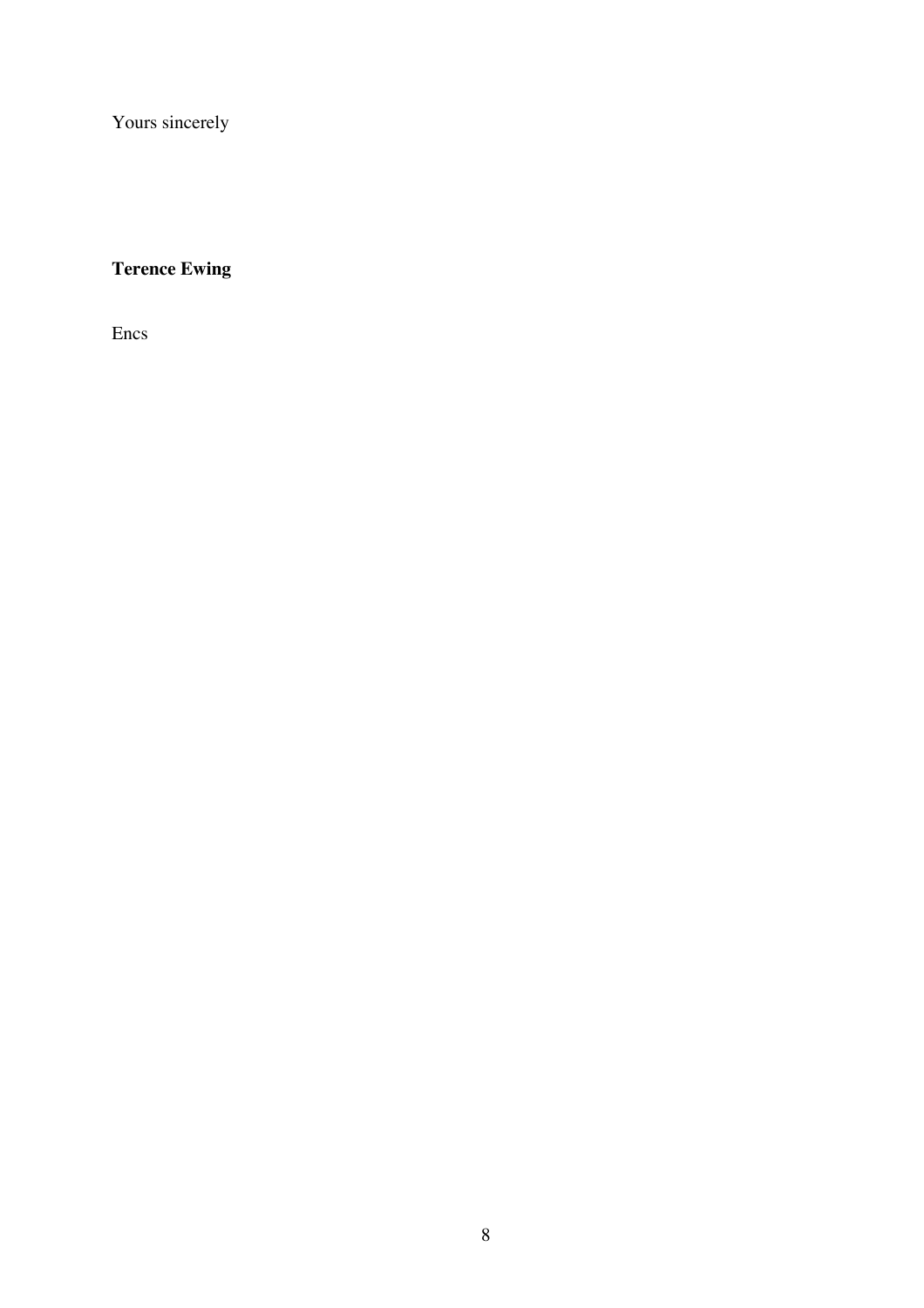Yours sincerely

**Terence Ewing**

Encs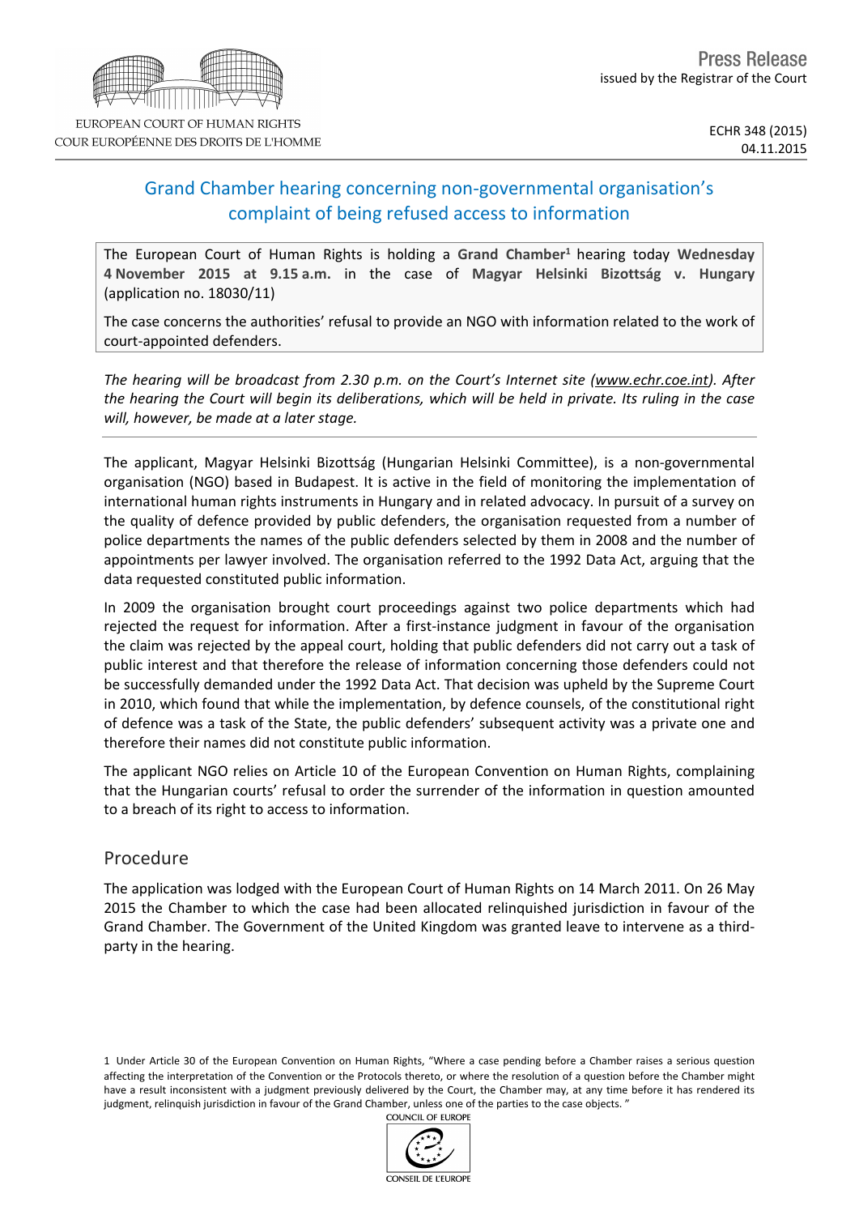Press Release
issued by the Registrar of the Court

EUROPEAN COURT OF HUMAN RIGHTS
COUR EUROPÉENNE DES DROITS DE L'HOMME

ECHR 348 (2015)
04.11.2015

# Grand Chamber hearing concerning non-governmental organisation's complaint of being refused access to information

The European Court of Human Rights is holding a **Grand Chamber**[1] hearing today **Wednesday 4 November 2015 at 9.15 a.m.** in the case of **Magyar Helsinki Bizottság v. Hungary** (application no. 18030/11)

The case concerns the authorities' refusal to provide an NGO with information related to the work of court-appointed defenders.

*The hearing will be broadcast from 2.30 p.m. on the Court's Internet site (www.echr.coe.int). After the hearing the Court will begin its deliberations, which will be held in private. Its ruling in the case will, however, be made at a later stage.*

The applicant, Magyar Helsinki Bizottság (Hungarian Helsinki Committee), is a non-governmental organisation (NGO) based in Budapest. It is active in the field of monitoring the implementation of international human rights instruments in Hungary and in related advocacy. In pursuit of a survey on the quality of defence provided by public defenders, the organisation requested from a number of police departments the names of the public defenders selected by them in 2008 and the number of appointments per lawyer involved. The organisation referred to the 1992 Data Act, arguing that the data requested constituted public information.

In 2009 the organisation brought court proceedings against two police departments which had rejected the request for information. After a first-instance judgment in favour of the organisation the claim was rejected by the appeal court, holding that public defenders did not carry out a task of public interest and that therefore the release of information concerning those defenders could not be successfully demanded under the 1992 Data Act. That decision was upheld by the Supreme Court in 2010, which found that while the implementation, by defence counsels, of the constitutional right of defence was a task of the State, the public defenders' subsequent activity was a private one and therefore their names did not constitute public information.

The applicant NGO relies on Article 10 of the European Convention on Human Rights, complaining that the Hungarian courts' refusal to order the surrender of the information in question amounted to a breach of its right to access to information.

## Procedure

The application was lodged with the European Court of Human Rights on 14 March 2011. On 26 May 2015 the Chamber to which the case had been allocated relinquished jurisdiction in favour of the Grand Chamber. The Government of the United Kingdom was granted leave to intervene as a third-party in the hearing.

1 Under Article 30 of the European Convention on Human Rights, "Where a case pending before a Chamber raises a serious question affecting the interpretation of the Convention or the Protocols thereto, or where the resolution of a question before the Chamber might have a result inconsistent with a judgment previously delivered by the Court, the Chamber may, at any time before it has rendered its judgment, relinquish jurisdiction in favour of the Grand Chamber, unless one of the parties to the case objects. "

COUNCIL OF EUROPE
CONSEIL DE L'EUROPE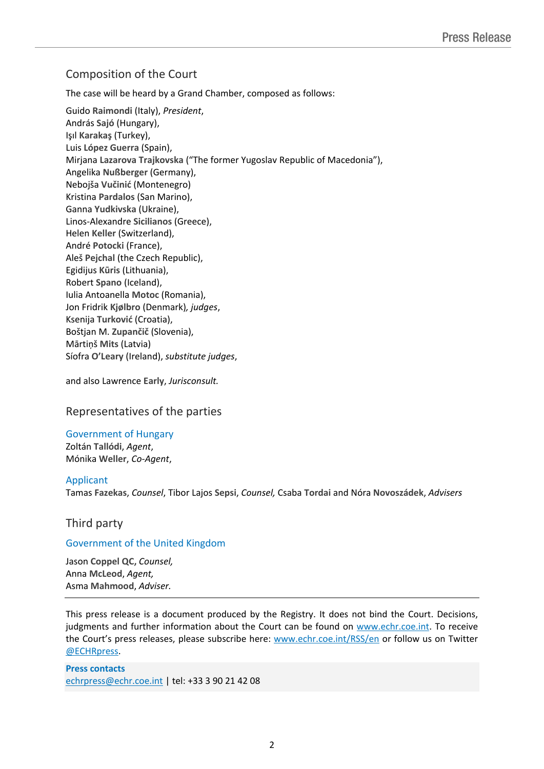## Composition of the Court

The case will be heard by a Grand Chamber, composed as follows:

Guido **Raimondi** (Italy), *President*,
András **Sajó** (Hungary),
Işıl **Karakaş** (Turkey),
Luis **López Guerra** (Spain),
Mirjana **Lazarova Trajkovska** ("The former Yugoslav Republic of Macedonia"),
Angelika **Nußberger** (Germany),
Nebojša **Vučinić** (Montenegro)
Kristina **Pardalos** (San Marino),
Ganna **Yudkivska** (Ukraine),
Linos-Alexandre **Sicilianos** (Greece),
Helen **Keller** (Switzerland),
André **Potocki** (France),
Aleš **Pejchal** (the Czech Republic),
Egidijus **Kūris** (Lithuania),
Robert **Spano** (Iceland),
Iulia Antoanella **Motoc** (Romania),
Jon Fridrik **Kjølbro** (Denmark), *judges*,
Ksenija **Turković** (Croatia),
Boštjan M. **Zupančič** (Slovenia),
Mārtiņš **Mits** (Latvia)
Síofra **O'Leary** (Ireland), *substitute judges*,

and also Lawrence **Early**, *Jurisconsult.*

## Representatives of the parties

### Government of Hungary

Zoltán **Tallódi**, *Agent*,
Mónika **Weller**, *Co-Agent*,

### Applicant

Tamas **Fazekas**, *Counsel*, Tibor Lajos **Sepsi**, *Counsel,* Csaba **Tordai** and Nóra **Novoszádek**, *Advisers*

## Third party

### Government of the United Kingdom

Jason **Coppel QC**, *Counsel,*
Anna **McLeod**, *Agent,*
Asma **Mahmood**, *Adviser.*

---

This press release is a document produced by the Registry. It does not bind the Court. Decisions, judgments and further information about the Court can be found on www.echr.coe.int. To receive the Court's press releases, please subscribe here: www.echr.coe.int/RSS/en or follow us on Twitter @ECHRpress.

**Press contacts**
echrpress@echr.coe.int | tel: +33 3 90 21 42 08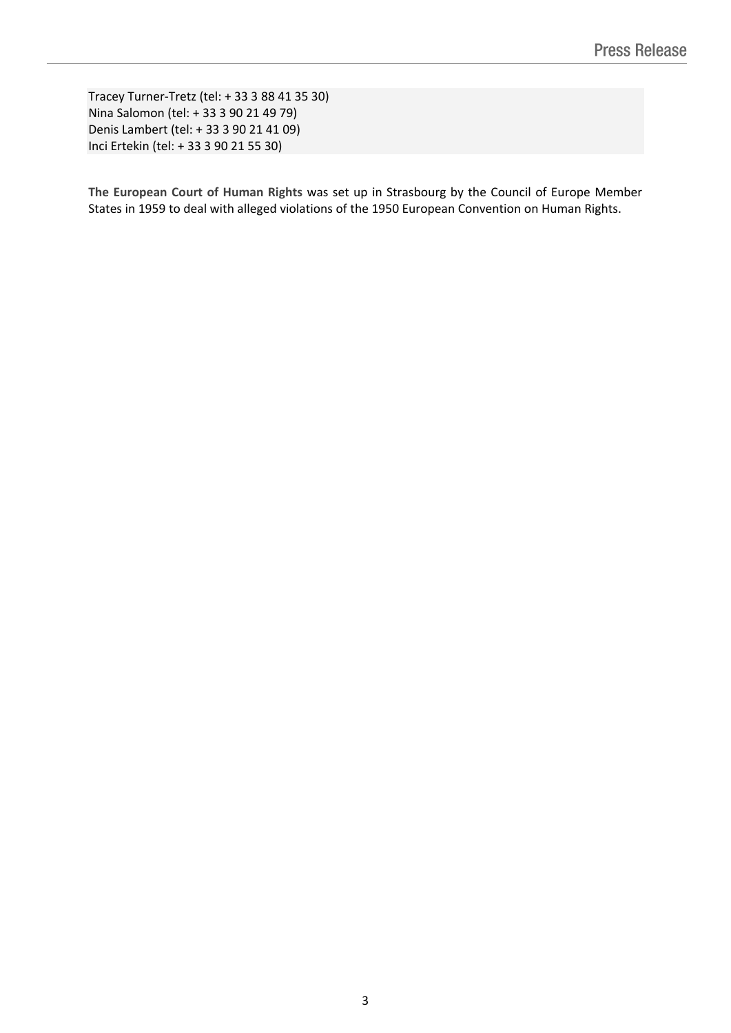Tracey Turner-Tretz (tel: + 33 3 88 41 35 30)
Nina Salomon (tel: + 33 3 90 21 49 79)
Denis Lambert (tel: + 33 3 90 21 41 09)
Inci Ertekin (tel: + 33 3 90 21 55 30)

**The European Court of Human Rights** was set up in Strasbourg by the Council of Europe Member States in 1959 to deal with alleged violations of the 1950 European Convention on Human Rights.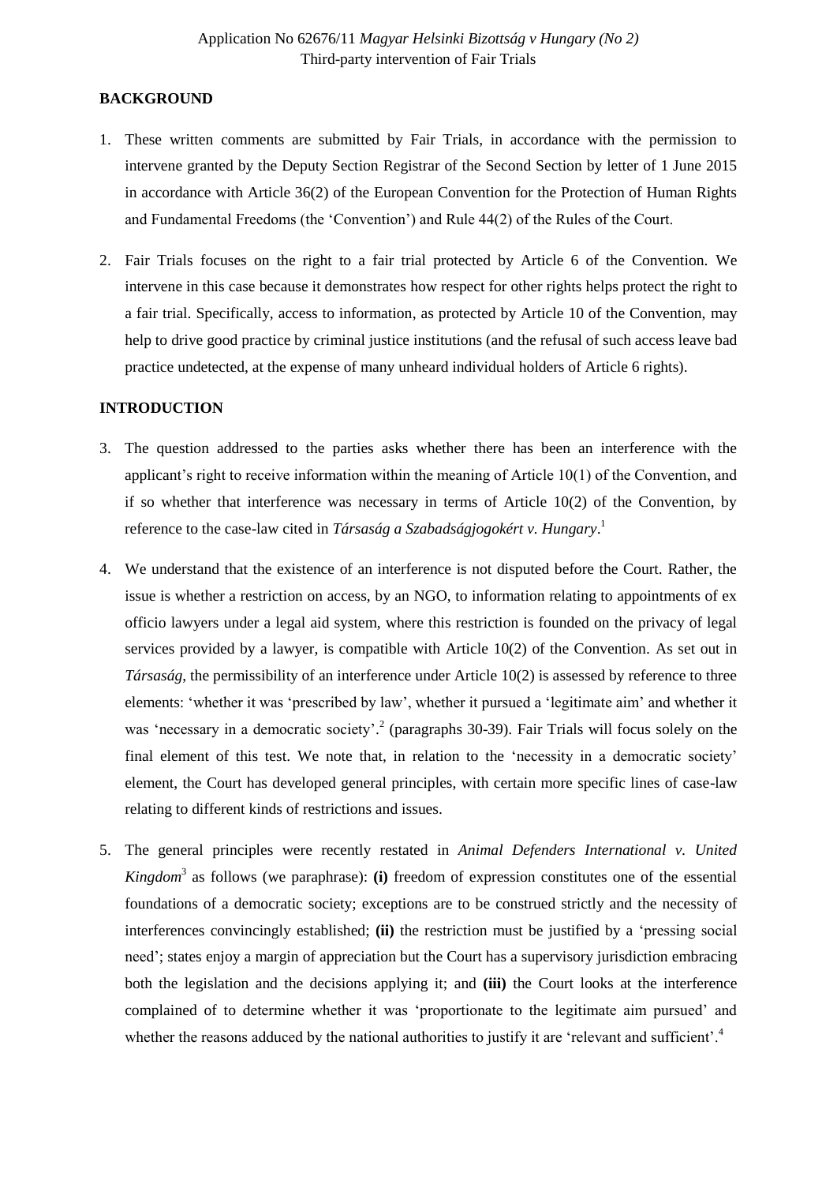## BACKGROUND

1. These written comments are submitted by Fair Trials, in accordance with the permission to intervene granted by the Deputy Section Registrar of the Second Section by letter of 1 June 2015 in accordance with Article 36(2) of the European Convention for the Protection of Human Rights and Fundamental Freedoms (the 'Convention') and Rule 44(2) of the Rules of the Court.

2. Fair Trials focuses on the right to a fair trial protected by Article 6 of the Convention. We intervene in this case because it demonstrates how respect for other rights helps protect the right to a fair trial. Specifically, access to information, as protected by Article 10 of the Convention, may help to drive good practice by criminal justice institutions (and the refusal of such access leave bad practice undetected, at the expense of many unheard individual holders of Article 6 rights).

## INTRODUCTION

3. The question addressed to the parties asks whether there has been an interference with the applicant's right to receive information within the meaning of Article 10(1) of the Convention, and if so whether that interference was necessary in terms of Article 10(2) of the Convention, by reference to the case-law cited in *Társaság a Szabadságjogokért v. Hungary*.[1]

4. We understand that the existence of an interference is not disputed before the Court. Rather, the issue is whether a restriction on access, by an NGO, to information relating to appointments of ex officio lawyers under a legal aid system, where this restriction is founded on the privacy of legal services provided by a lawyer, is compatible with Article 10(2) of the Convention. As set out in *Társaság*, the permissibility of an interference under Article 10(2) is assessed by reference to three elements: 'whether it was 'prescribed by law', whether it pursued a 'legitimate aim' and whether it was 'necessary in a democratic society'.[2] (paragraphs 30-39). Fair Trials will focus solely on the final element of this test. We note that, in relation to the 'necessity in a democratic society' element, the Court has developed general principles, with certain more specific lines of case-law relating to different kinds of restrictions and issues.

5. The general principles were recently restated in *Animal Defenders International v. United Kingdom*[3] as follows (we paraphrase): **(i)** freedom of expression constitutes one of the essential foundations of a democratic society; exceptions are to be construed strictly and the necessity of interferences convincingly established; **(ii)** the restriction must be justified by a 'pressing social need'; states enjoy a margin of appreciation but the Court has a supervisory jurisdiction embracing both the legislation and the decisions applying it; and **(iii)** the Court looks at the interference complained of to determine whether it was 'proportionate to the legitimate aim pursued' and whether the reasons adduced by the national authorities to justify it are 'relevant and sufficient'.[4]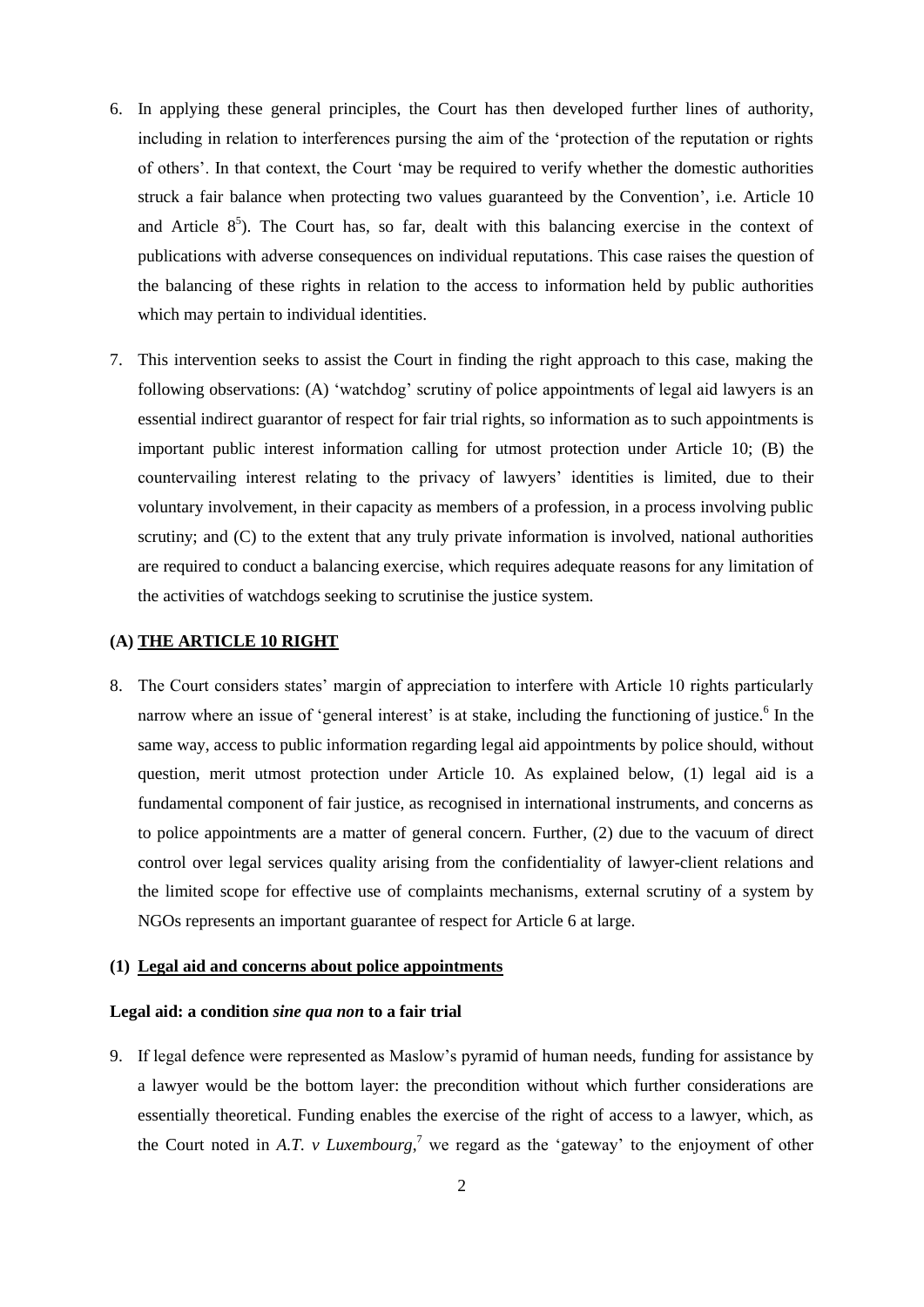6. In applying these general principles, the Court has then developed further lines of authority, including in relation to interferences pursing the aim of the 'protection of the reputation or rights of others'. In that context, the Court 'may be required to verify whether the domestic authorities struck a fair balance when protecting two values guaranteed by the Convention', i.e. Article 10 and Article 8[5]). The Court has, so far, dealt with this balancing exercise in the context of publications with adverse consequences on individual reputations. This case raises the question of the balancing of these rights in relation to the access to information held by public authorities which may pertain to individual identities.

7. This intervention seeks to assist the Court in finding the right approach to this case, making the following observations: (A) 'watchdog' scrutiny of police appointments of legal aid lawyers is an essential indirect guarantor of respect for fair trial rights, so information as to such appointments is important public interest information calling for utmost protection under Article 10; (B) the countervailing interest relating to the privacy of lawyers' identities is limited, due to their voluntary involvement, in their capacity as members of a profession, in a process involving public scrutiny; and (C) to the extent that any truly private information is involved, national authorities are required to conduct a balancing exercise, which requires adequate reasons for any limitation of the activities of watchdogs seeking to scrutinise the justice system.

## (A) THE ARTICLE 10 RIGHT

8. The Court considers states' margin of appreciation to interfere with Article 10 rights particularly narrow where an issue of 'general interest' is at stake, including the functioning of justice.[6] In the same way, access to public information regarding legal aid appointments by police should, without question, merit utmost protection under Article 10. As explained below, (1) legal aid is a fundamental component of fair justice, as recognised in international instruments, and concerns as to police appointments are a matter of general concern. Further, (2) due to the vacuum of direct control over legal services quality arising from the confidentiality of lawyer-client relations and the limited scope for effective use of complaints mechanisms, external scrutiny of a system by NGOs represents an important guarantee of respect for Article 6 at large.

### (1) Legal aid and concerns about police appointments

#### Legal aid: a condition *sine qua non* to a fair trial

9. If legal defence were represented as Maslow's pyramid of human needs, funding for assistance by a lawyer would be the bottom layer: the precondition without which further considerations are essentially theoretical. Funding enables the exercise of the right of access to a lawyer, which, as the Court noted in *A.T. v Luxembourg*,[7] we regard as the 'gateway' to the enjoyment of other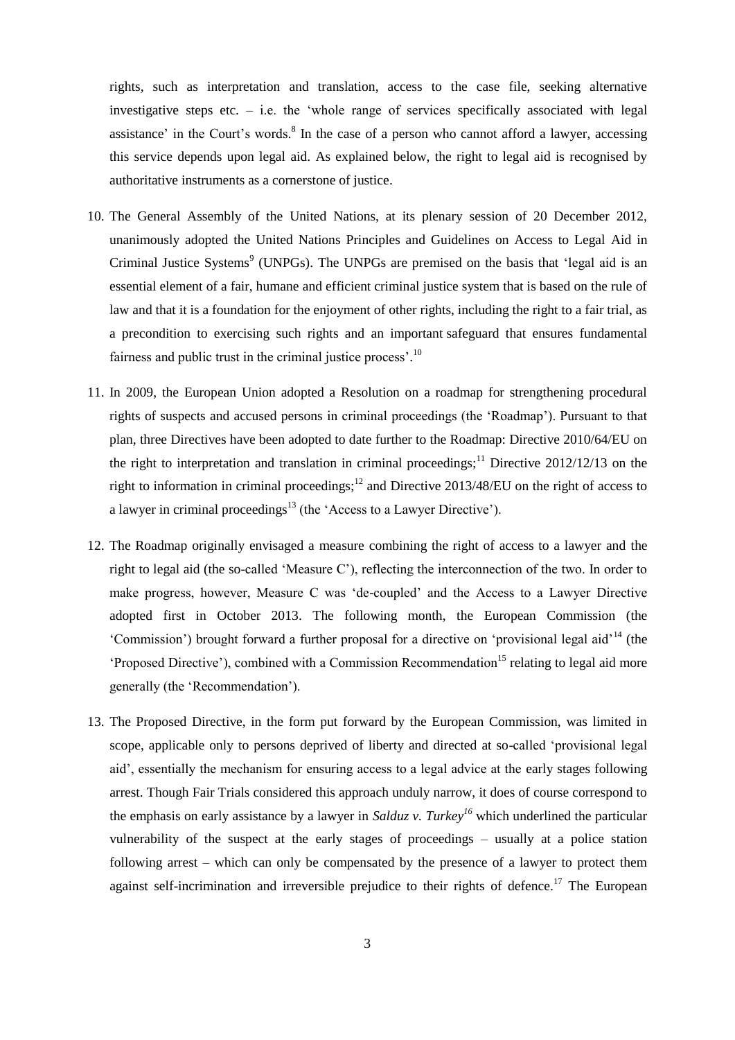rights, such as interpretation and translation, access to the case file, seeking alternative investigative steps etc. – i.e. the 'whole range of services specifically associated with legal assistance' in the Court's words.[8] In the case of a person who cannot afford a lawyer, accessing this service depends upon legal aid. As explained below, the right to legal aid is recognised by authoritative instruments as a cornerstone of justice.

10. The General Assembly of the United Nations, at its plenary session of 20 December 2012, unanimously adopted the United Nations Principles and Guidelines on Access to Legal Aid in Criminal Justice Systems[9] (UNPGs). The UNPGs are premised on the basis that 'legal aid is an essential element of a fair, humane and efficient criminal justice system that is based on the rule of law and that it is a foundation for the enjoyment of other rights, including the right to a fair trial, as a precondition to exercising such rights and an important safeguard that ensures fundamental fairness and public trust in the criminal justice process'.[10]

11. In 2009, the European Union adopted a Resolution on a roadmap for strengthening procedural rights of suspects and accused persons in criminal proceedings (the 'Roadmap'). Pursuant to that plan, three Directives have been adopted to date further to the Roadmap: Directive 2010/64/EU on the right to interpretation and translation in criminal proceedings;[11] Directive 2012/12/13 on the right to information in criminal proceedings;[12] and Directive 2013/48/EU on the right of access to a lawyer in criminal proceedings[13] (the 'Access to a Lawyer Directive').

12. The Roadmap originally envisaged a measure combining the right of access to a lawyer and the right to legal aid (the so-called 'Measure C'), reflecting the interconnection of the two. In order to make progress, however, Measure C was 'de-coupled' and the Access to a Lawyer Directive adopted first in October 2013. The following month, the European Commission (the 'Commission') brought forward a further proposal for a directive on 'provisional legal aid'[14] (the 'Proposed Directive'), combined with a Commission Recommendation[15] relating to legal aid more generally (the 'Recommendation').

13. The Proposed Directive, in the form put forward by the European Commission, was limited in scope, applicable only to persons deprived of liberty and directed at so-called 'provisional legal aid', essentially the mechanism for ensuring access to a legal advice at the early stages following arrest. Though Fair Trials considered this approach unduly narrow, it does of course correspond to the emphasis on early assistance by a lawyer in *Salduz v. Turkey*[16] which underlined the particular vulnerability of the suspect at the early stages of proceedings – usually at a police station following arrest – which can only be compensated by the presence of a lawyer to protect them against self-incrimination and irreversible prejudice to their rights of defence.[17] The European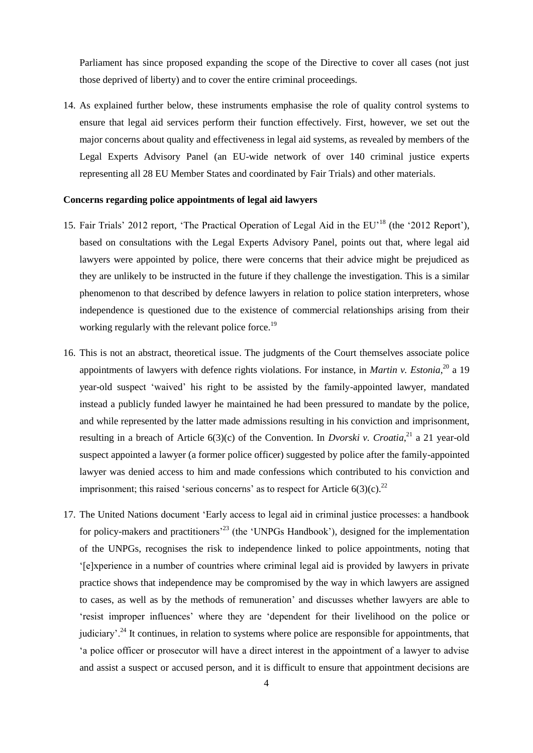Parliament has since proposed expanding the scope of the Directive to cover all cases (not just those deprived of liberty) and to cover the entire criminal proceedings.

14. As explained further below, these instruments emphasise the role of quality control systems to ensure that legal aid services perform their function effectively. First, however, we set out the major concerns about quality and effectiveness in legal aid systems, as revealed by members of the Legal Experts Advisory Panel (an EU-wide network of over 140 criminal justice experts representing all 28 EU Member States and coordinated by Fair Trials) and other materials.

**Concerns regarding police appointments of legal aid lawyers**

15. Fair Trials' 2012 report, 'The Practical Operation of Legal Aid in the EU'[18] (the '2012 Report'), based on consultations with the Legal Experts Advisory Panel, points out that, where legal aid lawyers were appointed by police, there were concerns that their advice might be prejudiced as they are unlikely to be instructed in the future if they challenge the investigation. This is a similar phenomenon to that described by defence lawyers in relation to police station interpreters, whose independence is questioned due to the existence of commercial relationships arising from their working regularly with the relevant police force.[19]

16. This is not an abstract, theoretical issue. The judgments of the Court themselves associate police appointments of lawyers with defence rights violations. For instance, in *Martin v. Estonia*,[20] a 19 year-old suspect 'waived' his right to be assisted by the family-appointed lawyer, mandated instead a publicly funded lawyer he maintained he had been pressured to mandate by the police, and while represented by the latter made admissions resulting in his conviction and imprisonment, resulting in a breach of Article 6(3)(c) of the Convention. In *Dvorski v. Croatia*,[21] a 21 year-old suspect appointed a lawyer (a former police officer) suggested by police after the family-appointed lawyer was denied access to him and made confessions which contributed to his conviction and imprisonment; this raised 'serious concerns' as to respect for Article 6(3)(c).[22]

17. The United Nations document 'Early access to legal aid in criminal justice processes: a handbook for policy-makers and practitioners'[23] (the 'UNPGs Handbook'), designed for the implementation of the UNPGs, recognises the risk to independence linked to police appointments, noting that '[e]xperience in a number of countries where criminal legal aid is provided by lawyers in private practice shows that independence may be compromised by the way in which lawyers are assigned to cases, as well as by the methods of remuneration' and discusses whether lawyers are able to 'resist improper influences' where they are 'dependent for their livelihood on the police or judiciary'.[24] It continues, in relation to systems where police are responsible for appointments, that 'a police officer or prosecutor will have a direct interest in the appointment of a lawyer to advise and assist a suspect or accused person, and it is difficult to ensure that appointment decisions are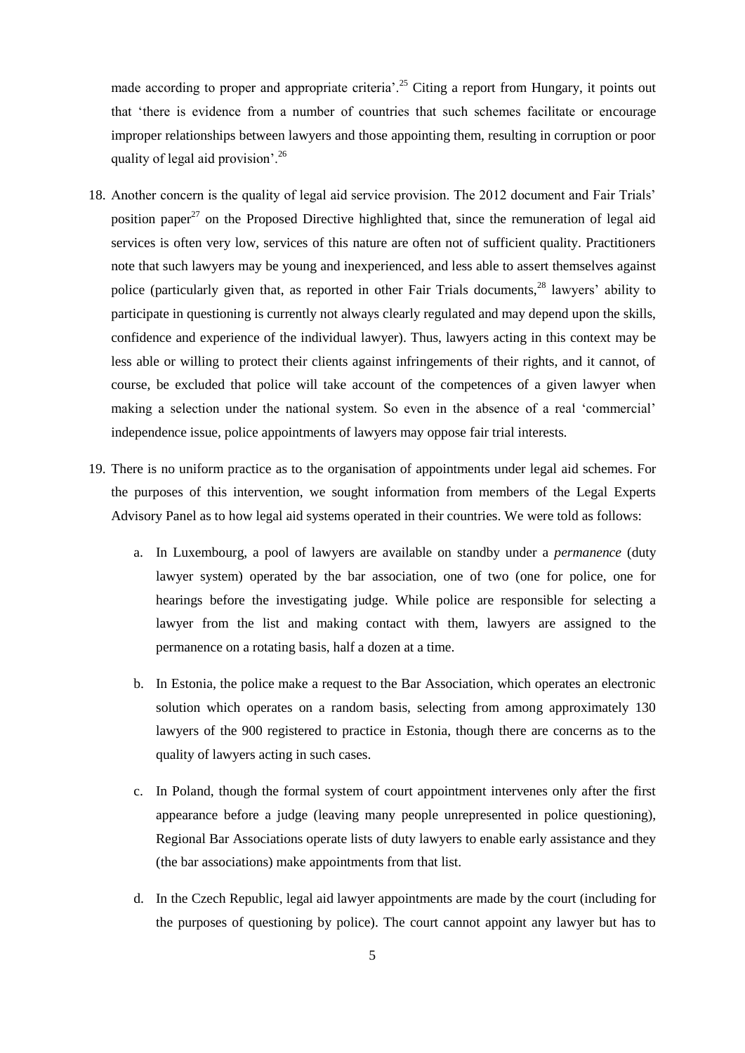made according to proper and appropriate criteria'.[25] Citing a report from Hungary, it points out that 'there is evidence from a number of countries that such schemes facilitate or encourage improper relationships between lawyers and those appointing them, resulting in corruption or poor quality of legal aid provision'.[26]

18. Another concern is the quality of legal aid service provision. The 2012 document and Fair Trials' position paper[27] on the Proposed Directive highlighted that, since the remuneration of legal aid services is often very low, services of this nature are often not of sufficient quality. Practitioners note that such lawyers may be young and inexperienced, and less able to assert themselves against police (particularly given that, as reported in other Fair Trials documents,[28] lawyers' ability to participate in questioning is currently not always clearly regulated and may depend upon the skills, confidence and experience of the individual lawyer). Thus, lawyers acting in this context may be less able or willing to protect their clients against infringements of their rights, and it cannot, of course, be excluded that police will take account of the competences of a given lawyer when making a selection under the national system. So even in the absence of a real 'commercial' independence issue, police appointments of lawyers may oppose fair trial interests.

19. There is no uniform practice as to the organisation of appointments under legal aid schemes. For the purposes of this intervention, we sought information from members of the Legal Experts Advisory Panel as to how legal aid systems operated in their countries. We were told as follows:

    a. In Luxembourg, a pool of lawyers are available on standby under a *permanence* (duty lawyer system) operated by the bar association, one of two (one for police, one for hearings before the investigating judge. While police are responsible for selecting a lawyer from the list and making contact with them, lawyers are assigned to the permanence on a rotating basis, half a dozen at a time.

    b. In Estonia, the police make a request to the Bar Association, which operates an electronic solution which operates on a random basis, selecting from among approximately 130 lawyers of the 900 registered to practice in Estonia, though there are concerns as to the quality of lawyers acting in such cases.

    c. In Poland, though the formal system of court appointment intervenes only after the first appearance before a judge (leaving many people unrepresented in police questioning), Regional Bar Associations operate lists of duty lawyers to enable early assistance and they (the bar associations) make appointments from that list.

    d. In the Czech Republic, legal aid lawyer appointments are made by the court (including for the purposes of questioning by police). The court cannot appoint any lawyer but has to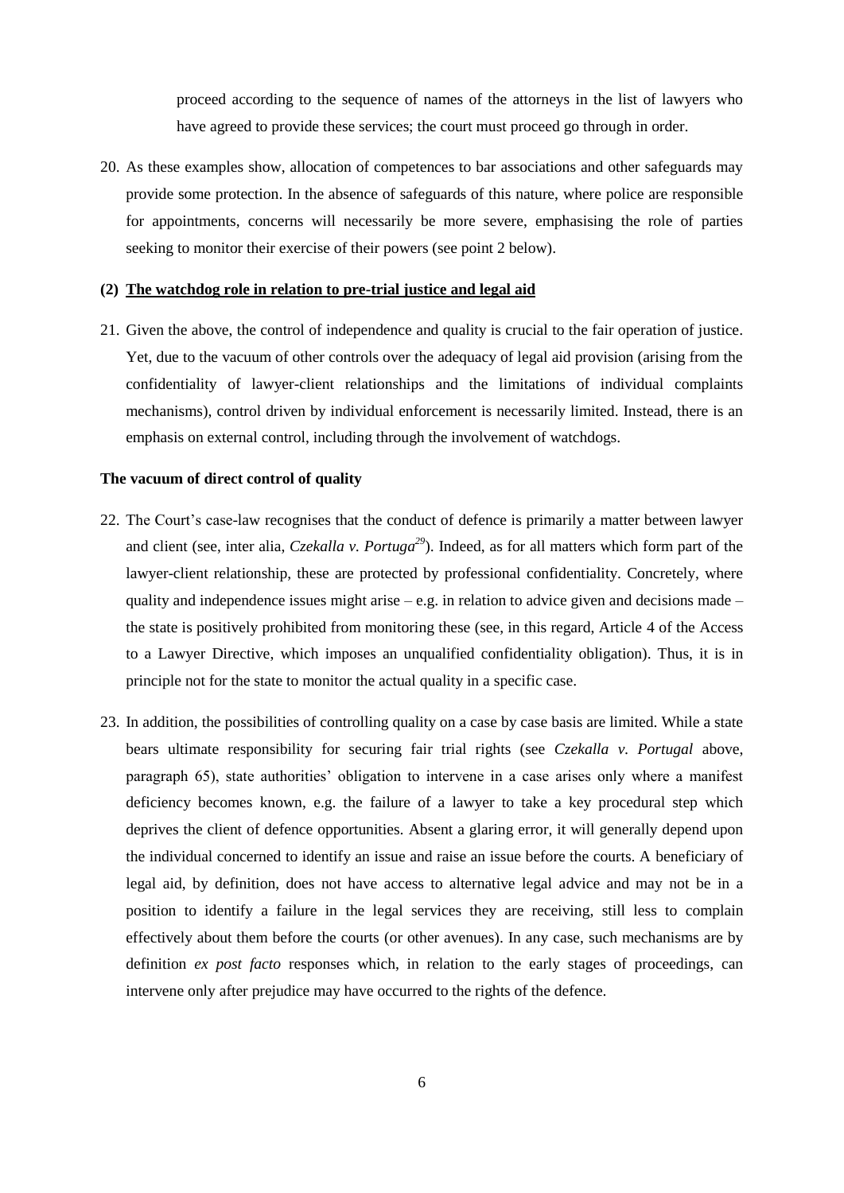proceed according to the sequence of names of the attorneys in the list of lawyers who have agreed to provide these services; the court must proceed go through in order.

20. As these examples show, allocation of competences to bar associations and other safeguards may provide some protection. In the absence of safeguards of this nature, where police are responsible for appointments, concerns will necessarily be more severe, emphasising the role of parties seeking to monitor their exercise of their powers (see point 2 below).

### (2) <u>The watchdog role in relation to pre-trial justice and legal aid</u>

21. Given the above, the control of independence and quality is crucial to the fair operation of justice. Yet, due to the vacuum of other controls over the adequacy of legal aid provision (arising from the confidentiality of lawyer-client relationships and the limitations of individual complaints mechanisms), control driven by individual enforcement is necessarily limited. Instead, there is an emphasis on external control, including through the involvement of watchdogs.

#### The vacuum of direct control of quality

22. The Court's case-law recognises that the conduct of defence is primarily a matter between lawyer and client (see, inter alia, *Czekalla v. Portuga*[29]). Indeed, as for all matters which form part of the lawyer-client relationship, these are protected by professional confidentiality. Concretely, where quality and independence issues might arise – e.g. in relation to advice given and decisions made – the state is positively prohibited from monitoring these (see, in this regard, Article 4 of the Access to a Lawyer Directive, which imposes an unqualified confidentiality obligation). Thus, it is in principle not for the state to monitor the actual quality in a specific case.

23. In addition, the possibilities of controlling quality on a case by case basis are limited. While a state bears ultimate responsibility for securing fair trial rights (see *Czekalla v. Portugal* above, paragraph 65), state authorities' obligation to intervene in a case arises only where a manifest deficiency becomes known, e.g. the failure of a lawyer to take a key procedural step which deprives the client of defence opportunities. Absent a glaring error, it will generally depend upon the individual concerned to identify an issue and raise an issue before the courts. A beneficiary of legal aid, by definition, does not have access to alternative legal advice and may not be in a position to identify a failure in the legal services they are receiving, still less to complain effectively about them before the courts (or other avenues). In any case, such mechanisms are by definition *ex post facto* responses which, in relation to the early stages of proceedings, can intervene only after prejudice may have occurred to the rights of the defence.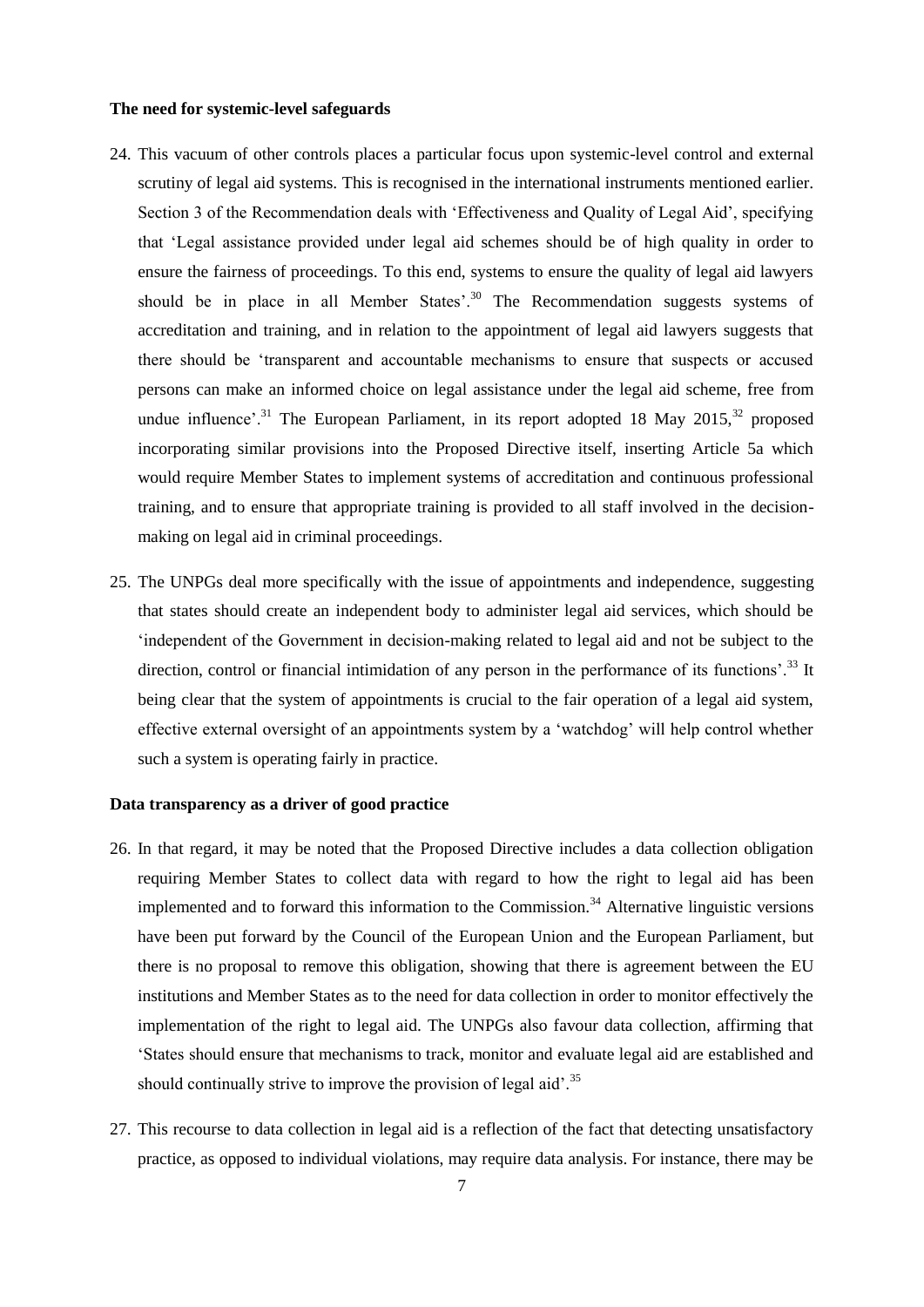**The need for systemic-level safeguards**

24. This vacuum of other controls places a particular focus upon systemic-level control and external scrutiny of legal aid systems. This is recognised in the international instruments mentioned earlier. Section 3 of the Recommendation deals with 'Effectiveness and Quality of Legal Aid', specifying that 'Legal assistance provided under legal aid schemes should be of high quality in order to ensure the fairness of proceedings. To this end, systems to ensure the quality of legal aid lawyers should be in place in all Member States'.[30] The Recommendation suggests systems of accreditation and training, and in relation to the appointment of legal aid lawyers suggests that there should be 'transparent and accountable mechanisms to ensure that suspects or accused persons can make an informed choice on legal assistance under the legal aid scheme, free from undue influence'.[31] The European Parliament, in its report adopted 18 May 2015,[32] proposed incorporating similar provisions into the Proposed Directive itself, inserting Article 5a which would require Member States to implement systems of accreditation and continuous professional training, and to ensure that appropriate training is provided to all staff involved in the decision-making on legal aid in criminal proceedings.

25. The UNPGs deal more specifically with the issue of appointments and independence, suggesting that states should create an independent body to administer legal aid services, which should be 'independent of the Government in decision-making related to legal aid and not be subject to the direction, control or financial intimidation of any person in the performance of its functions'.[33] It being clear that the system of appointments is crucial to the fair operation of a legal aid system, effective external oversight of an appointments system by a 'watchdog' will help control whether such a system is operating fairly in practice.

**Data transparency as a driver of good practice**

26. In that regard, it may be noted that the Proposed Directive includes a data collection obligation requiring Member States to collect data with regard to how the right to legal aid has been implemented and to forward this information to the Commission.[34] Alternative linguistic versions have been put forward by the Council of the European Union and the European Parliament, but there is no proposal to remove this obligation, showing that there is agreement between the EU institutions and Member States as to the need for data collection in order to monitor effectively the implementation of the right to legal aid. The UNPGs also favour data collection, affirming that 'States should ensure that mechanisms to track, monitor and evaluate legal aid are established and should continually strive to improve the provision of legal aid'.[35]

27. This recourse to data collection in legal aid is a reflection of the fact that detecting unsatisfactory practice, as opposed to individual violations, may require data analysis. For instance, there may be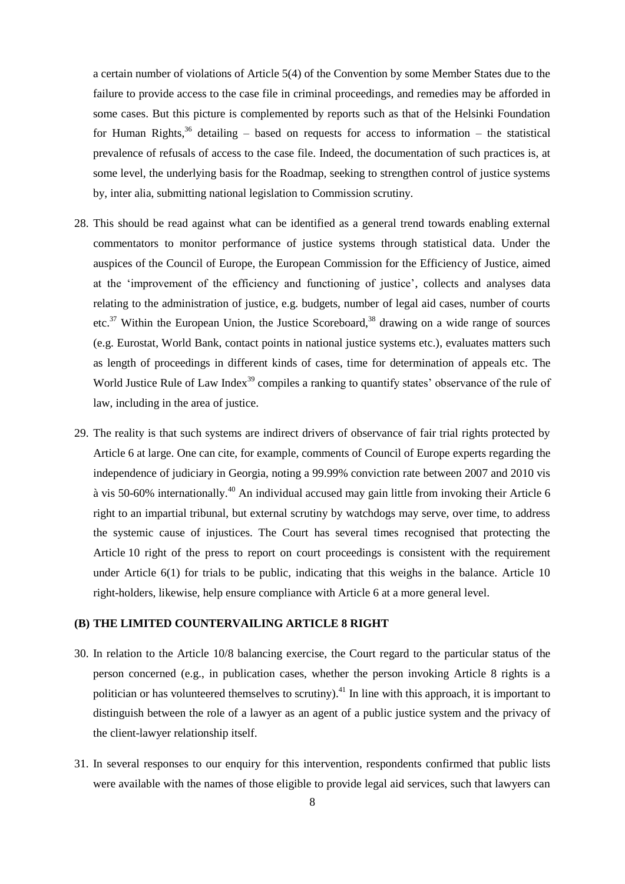a certain number of violations of Article 5(4) of the Convention by some Member States due to the failure to provide access to the case file in criminal proceedings, and remedies may be afforded in some cases. But this picture is complemented by reports such as that of the Helsinki Foundation for Human Rights,[36] detailing – based on requests for access to information – the statistical prevalence of refusals of access to the case file. Indeed, the documentation of such practices is, at some level, the underlying basis for the Roadmap, seeking to strengthen control of justice systems by, inter alia, submitting national legislation to Commission scrutiny.

28. This should be read against what can be identified as a general trend towards enabling external commentators to monitor performance of justice systems through statistical data. Under the auspices of the Council of Europe, the European Commission for the Efficiency of Justice, aimed at the 'improvement of the efficiency and functioning of justice', collects and analyses data relating to the administration of justice, e.g. budgets, number of legal aid cases, number of courts etc.[37] Within the European Union, the Justice Scoreboard,[38] drawing on a wide range of sources (e.g. Eurostat, World Bank, contact points in national justice systems etc.), evaluates matters such as length of proceedings in different kinds of cases, time for determination of appeals etc. The World Justice Rule of Law Index[39] compiles a ranking to quantify states' observance of the rule of law, including in the area of justice.

29. The reality is that such systems are indirect drivers of observance of fair trial rights protected by Article 6 at large. One can cite, for example, comments of Council of Europe experts regarding the independence of judiciary in Georgia, noting a 99.99% conviction rate between 2007 and 2010 vis à vis 50-60% internationally.[40] An individual accused may gain little from invoking their Article 6 right to an impartial tribunal, but external scrutiny by watchdogs may serve, over time, to address the systemic cause of injustices. The Court has several times recognised that protecting the Article 10 right of the press to report on court proceedings is consistent with the requirement under Article 6(1) for trials to be public, indicating that this weighs in the balance. Article 10 right-holders, likewise, help ensure compliance with Article 6 at a more general level.

### (B) THE LIMITED COUNTERVAILING ARTICLE 8 RIGHT

30. In relation to the Article 10/8 balancing exercise, the Court regard to the particular status of the person concerned (e.g., in publication cases, whether the person invoking Article 8 rights is a politician or has volunteered themselves to scrutiny).[41] In line with this approach, it is important to distinguish between the role of a lawyer as an agent of a public justice system and the privacy of the client-lawyer relationship itself.

31. In several responses to our enquiry for this intervention, respondents confirmed that public lists were available with the names of those eligible to provide legal aid services, such that lawyers can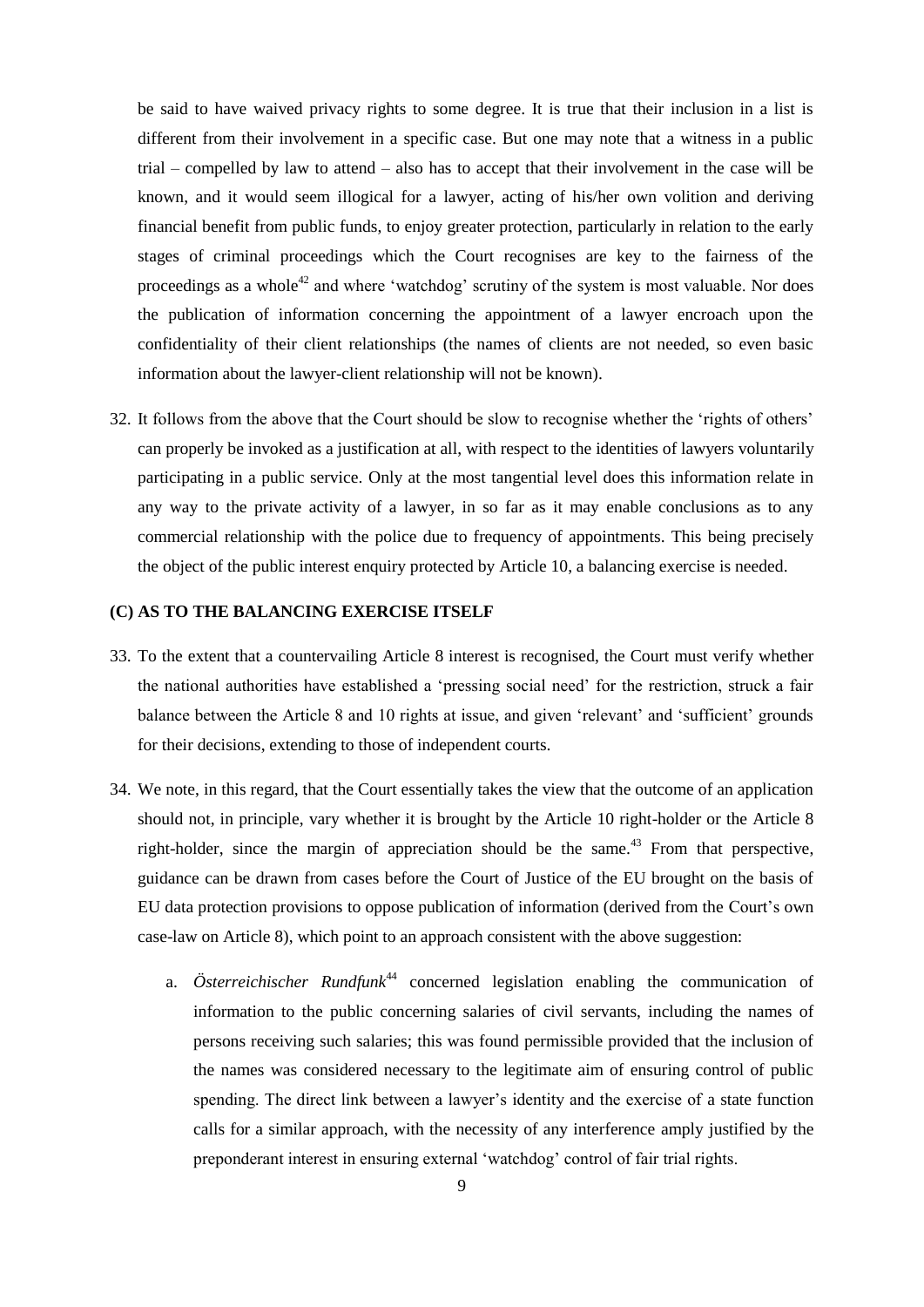be said to have waived privacy rights to some degree. It is true that their inclusion in a list is different from their involvement in a specific case. But one may note that a witness in a public trial – compelled by law to attend – also has to accept that their involvement in the case will be known, and it would seem illogical for a lawyer, acting of his/her own volition and deriving financial benefit from public funds, to enjoy greater protection, particularly in relation to the early stages of criminal proceedings which the Court recognises are key to the fairness of the proceedings as a whole[42] and where 'watchdog' scrutiny of the system is most valuable. Nor does the publication of information concerning the appointment of a lawyer encroach upon the confidentiality of their client relationships (the names of clients are not needed, so even basic information about the lawyer-client relationship will not be known).

32. It follows from the above that the Court should be slow to recognise whether the 'rights of others' can properly be invoked as a justification at all, with respect to the identities of lawyers voluntarily participating in a public service. Only at the most tangential level does this information relate in any way to the private activity of a lawyer, in so far as it may enable conclusions as to any commercial relationship with the police due to frequency of appointments. This being precisely the object of the public interest enquiry protected by Article 10, a balancing exercise is needed.

### (C) AS TO THE BALANCING EXERCISE ITSELF

33. To the extent that a countervailing Article 8 interest is recognised, the Court must verify whether the national authorities have established a 'pressing social need' for the restriction, struck a fair balance between the Article 8 and 10 rights at issue, and given 'relevant' and 'sufficient' grounds for their decisions, extending to those of independent courts.

34. We note, in this regard, that the Court essentially takes the view that the outcome of an application should not, in principle, vary whether it is brought by the Article 10 right-holder or the Article 8 right-holder, since the margin of appreciation should be the same.[43] From that perspective, guidance can be drawn from cases before the Court of Justice of the EU brought on the basis of EU data protection provisions to oppose publication of information (derived from the Court's own case-law on Article 8), which point to an approach consistent with the above suggestion:

    a. *Österreichischer Rundfunk*[44] concerned legislation enabling the communication of information to the public concerning salaries of civil servants, including the names of persons receiving such salaries; this was found permissible provided that the inclusion of the names was considered necessary to the legitimate aim of ensuring control of public spending. The direct link between a lawyer's identity and the exercise of a state function calls for a similar approach, with the necessity of any interference amply justified by the preponderant interest in ensuring external 'watchdog' control of fair trial rights.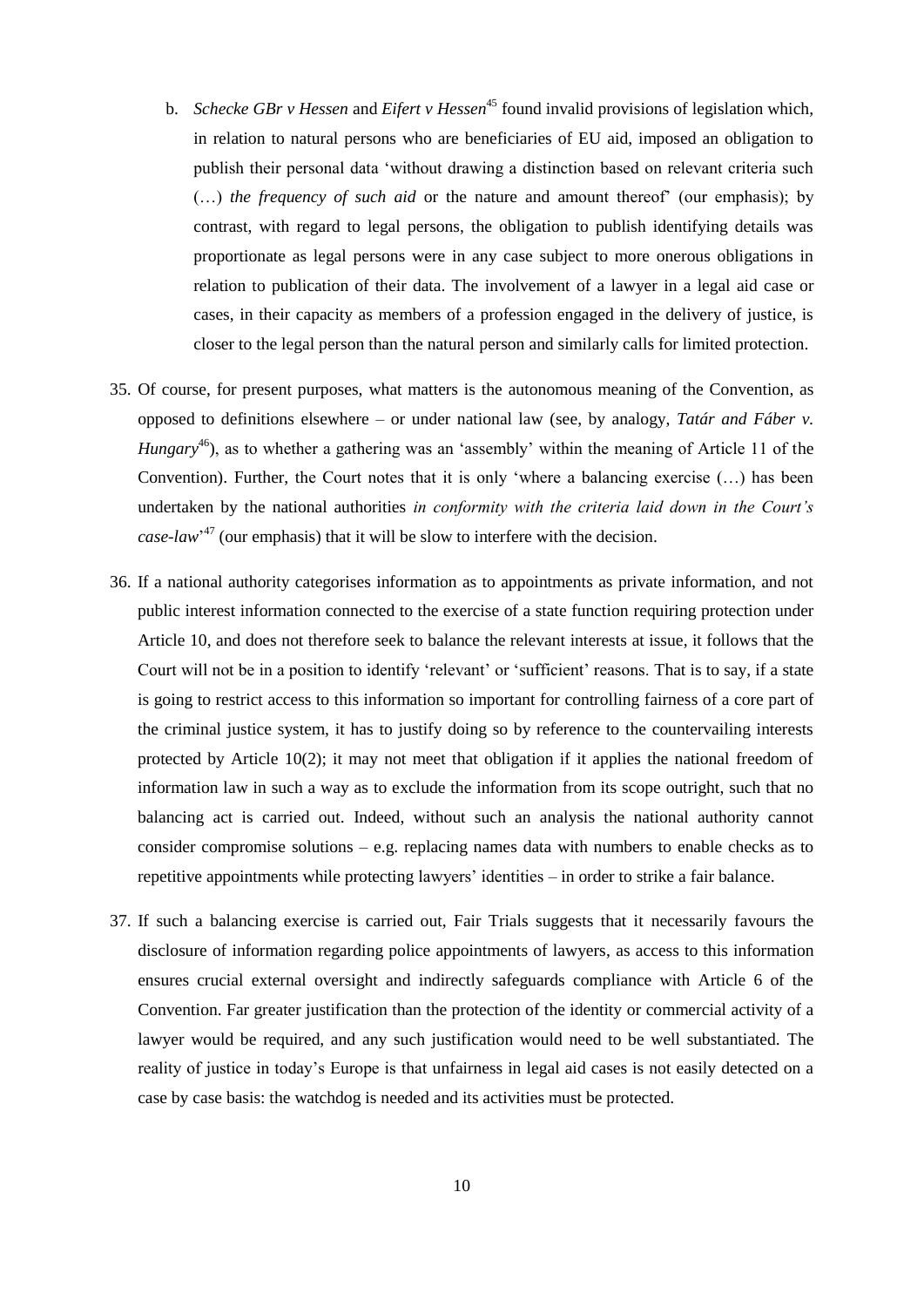b. *Schecke GBr v Hessen* and *Eifert v Hessen*[45] found invalid provisions of legislation which, in relation to natural persons who are beneficiaries of EU aid, imposed an obligation to publish their personal data 'without drawing a distinction based on relevant criteria such (…) *the frequency of such aid* or the nature and amount thereof' (our emphasis); by contrast, with regard to legal persons, the obligation to publish identifying details was proportionate as legal persons were in any case subject to more onerous obligations in relation to publication of their data. The involvement of a lawyer in a legal aid case or cases, in their capacity as members of a profession engaged in the delivery of justice, is closer to the legal person than the natural person and similarly calls for limited protection.

35. Of course, for present purposes, what matters is the autonomous meaning of the Convention, as opposed to definitions elsewhere – or under national law (see, by analogy, *Tatár and Fáber v. Hungary*[46]), as to whether a gathering was an 'assembly' within the meaning of Article 11 of the Convention). Further, the Court notes that it is only 'where a balancing exercise (…) has been undertaken by the national authorities *in conformity with the criteria laid down in the Court's case-law*'[47] (our emphasis) that it will be slow to interfere with the decision.

36. If a national authority categorises information as to appointments as private information, and not public interest information connected to the exercise of a state function requiring protection under Article 10, and does not therefore seek to balance the relevant interests at issue, it follows that the Court will not be in a position to identify 'relevant' or 'sufficient' reasons. That is to say, if a state is going to restrict access to this information so important for controlling fairness of a core part of the criminal justice system, it has to justify doing so by reference to the countervailing interests protected by Article 10(2); it may not meet that obligation if it applies the national freedom of information law in such a way as to exclude the information from its scope outright, such that no balancing act is carried out. Indeed, without such an analysis the national authority cannot consider compromise solutions – e.g. replacing names data with numbers to enable checks as to repetitive appointments while protecting lawyers' identities – in order to strike a fair balance.

37. If such a balancing exercise is carried out, Fair Trials suggests that it necessarily favours the disclosure of information regarding police appointments of lawyers, as access to this information ensures crucial external oversight and indirectly safeguards compliance with Article 6 of the Convention. Far greater justification than the protection of the identity or commercial activity of a lawyer would be required, and any such justification would need to be well substantiated. The reality of justice in today's Europe is that unfairness in legal aid cases is not easily detected on a case by case basis: the watchdog is needed and its activities must be protected.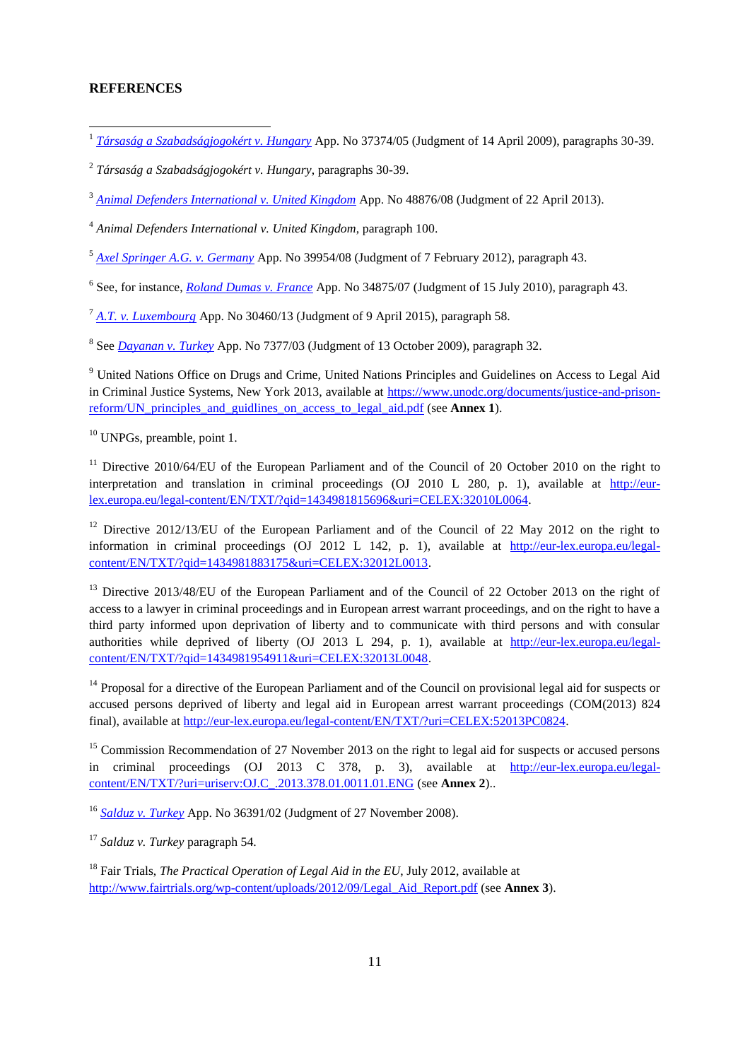**REFERENCES**

[1] *Társaság a Szabadságjogokért v. Hungary* App. No 37374/05 (Judgment of 14 April 2009), paragraphs 30-39.

[2] *Társaság a Szabadságjogokért v. Hungary*, paragraphs 30-39.

[3] *Animal Defenders International v. United Kingdom* App. No 48876/08 (Judgment of 22 April 2013).

[4] *Animal Defenders International v. United Kingdom*, paragraph 100.

[5] *Axel Springer A.G. v. Germany* App. No 39954/08 (Judgment of 7 February 2012), paragraph 43.

[6] See, for instance, *Roland Dumas v. France* App. No 34875/07 (Judgment of 15 July 2010), paragraph 43.

[7] *A.T. v. Luxembourg* App. No 30460/13 (Judgment of 9 April 2015), paragraph 58.

[8] See *Dayanan v. Turkey* App. No 7377/03 (Judgment of 13 October 2009), paragraph 32.

[9] United Nations Office on Drugs and Crime, United Nations Principles and Guidelines on Access to Legal Aid in Criminal Justice Systems, New York 2013, available at https://www.unodc.org/documents/justice-and-prison-reform/UN_principles_and_guidlines_on_access_to_legal_aid.pdf (see **Annex 1**).

[10] UNPGs, preamble, point 1.

[11] Directive 2010/64/EU of the European Parliament and of the Council of 20 October 2010 on the right to interpretation and translation in criminal proceedings (OJ 2010 L 280, p. 1), available at http://eur-lex.europa.eu/legal-content/EN/TXT/?qid=1434981815696&uri=CELEX:32010L0064.

[12] Directive 2012/13/EU of the European Parliament and of the Council of 22 May 2012 on the right to information in criminal proceedings (OJ 2012 L 142, p. 1), available at http://eur-lex.europa.eu/legal-content/EN/TXT/?qid=1434981883175&uri=CELEX:32012L0013.

[13] Directive 2013/48/EU of the European Parliament and of the Council of 22 October 2013 on the right of access to a lawyer in criminal proceedings and in European arrest warrant proceedings, and on the right to have a third party informed upon deprivation of liberty and to communicate with third persons and with consular authorities while deprived of liberty (OJ 2013 L 294, p. 1), available at http://eur-lex.europa.eu/legal-content/EN/TXT/?qid=1434981954911&uri=CELEX:32013L0048.

[14] Proposal for a directive of the European Parliament and of the Council on provisional legal aid for suspects or accused persons deprived of liberty and legal aid in European arrest warrant proceedings (COM(2013) 824 final), available at http://eur-lex.europa.eu/legal-content/EN/TXT/?uri=CELEX:52013PC0824.

[15] Commission Recommendation of 27 November 2013 on the right to legal aid for suspects or accused persons in criminal proceedings (OJ 2013 C 378, p. 3), available at http://eur-lex.europa.eu/legal-content/EN/TXT/?uri=uriserv:OJ.C_.2013.378.01.0011.01.ENG (see **Annex 2**)..

[16] *Salduz v. Turkey* App. No 36391/02 (Judgment of 27 November 2008).

[17] *Salduz v. Turkey* paragraph 54.

[18] Fair Trials, *The Practical Operation of Legal Aid in the EU*, July 2012, available at http://www.fairtrials.org/wp-content/uploads/2012/09/Legal_Aid_Report.pdf (see **Annex 3**).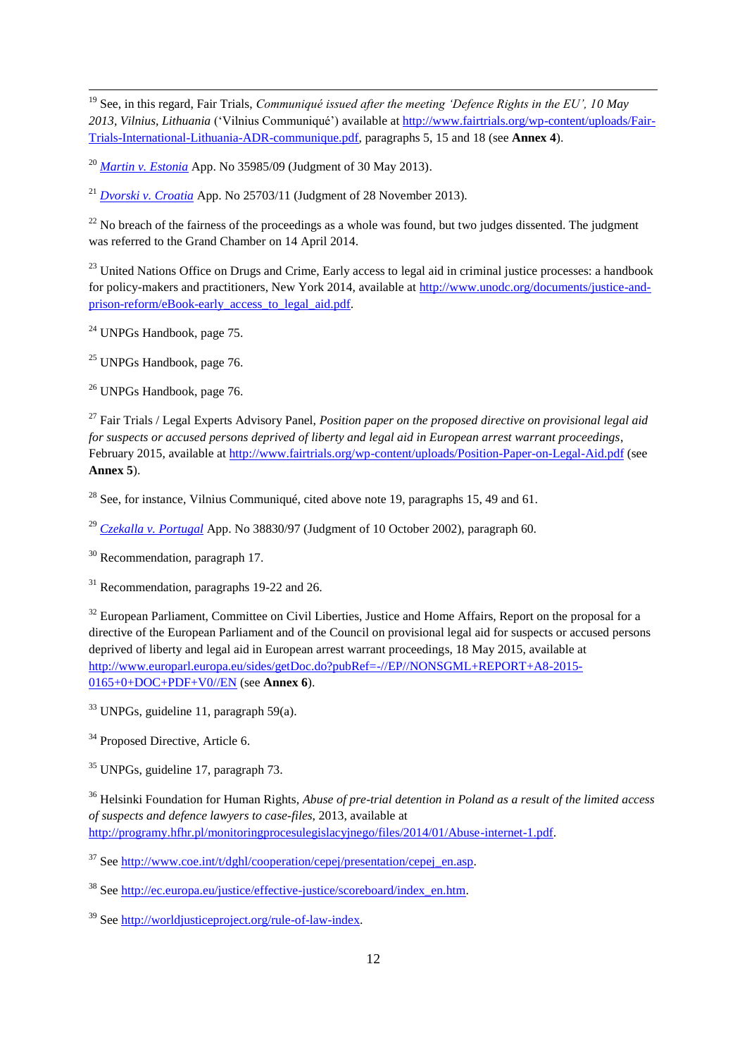[19] See, in this regard, Fair Trials, *Communiqué issued after the meeting 'Defence Rights in the EU', 10 May 2013, Vilnius, Lithuania* ('Vilnius Communiqué') available at http://www.fairtrials.org/wp-content/uploads/Fair-Trials-International-Lithuania-ADR-communique.pdf, paragraphs 5, 15 and 18 (see **Annex 4**).

[20] *Martin v. Estonia* App. No 35985/09 (Judgment of 30 May 2013).

[21] *Dvorski v. Croatia* App. No 25703/11 (Judgment of 28 November 2013).

[22] No breach of the fairness of the proceedings as a whole was found, but two judges dissented. The judgment was referred to the Grand Chamber on 14 April 2014.

[23] United Nations Office on Drugs and Crime, Early access to legal aid in criminal justice processes: a handbook for policy-makers and practitioners, New York 2014, available at http://www.unodc.org/documents/justice-and-prison-reform/eBook-early_access_to_legal_aid.pdf.

[24] UNPGs Handbook, page 75.

[25] UNPGs Handbook, page 76.

[26] UNPGs Handbook, page 76.

[27] Fair Trials / Legal Experts Advisory Panel, *Position paper on the proposed directive on provisional legal aid for suspects or accused persons deprived of liberty and legal aid in European arrest warrant proceedings*, February 2015, available at http://www.fairtrials.org/wp-content/uploads/Position-Paper-on-Legal-Aid.pdf (see **Annex 5**).

[28] See, for instance, Vilnius Communiqué, cited above note 19, paragraphs 15, 49 and 61.

[29] *Czekalla v. Portugal* App. No 38830/97 (Judgment of 10 October 2002), paragraph 60.

[30] Recommendation, paragraph 17.

[31] Recommendation, paragraphs 19-22 and 26.

[32] European Parliament, Committee on Civil Liberties, Justice and Home Affairs, Report on the proposal for a directive of the European Parliament and of the Council on provisional legal aid for suspects or accused persons deprived of liberty and legal aid in European arrest warrant proceedings, 18 May 2015, available at http://www.europarl.europa.eu/sides/getDoc.do?pubRef=-//EP//NONSGML+REPORT+A8-2015-0165+0+DOC+PDF+V0//EN (see **Annex 6**).

[33] UNPGs, guideline 11, paragraph 59(a).

[34] Proposed Directive, Article 6.

[35] UNPGs, guideline 17, paragraph 73.

[36] Helsinki Foundation for Human Rights, *Abuse of pre-trial detention in Poland as a result of the limited access of suspects and defence lawyers to case-files*, 2013, available at http://programy.hfhr.pl/monitoringprocesulegislacyjnego/files/2014/01/Abuse-internet-1.pdf.

[37] See http://www.coe.int/t/dghl/cooperation/cepej/presentation/cepej_en.asp.

[38] See http://ec.europa.eu/justice/effective-justice/scoreboard/index_en.htm.

[39] See http://worldjusticeproject.org/rule-of-law-index.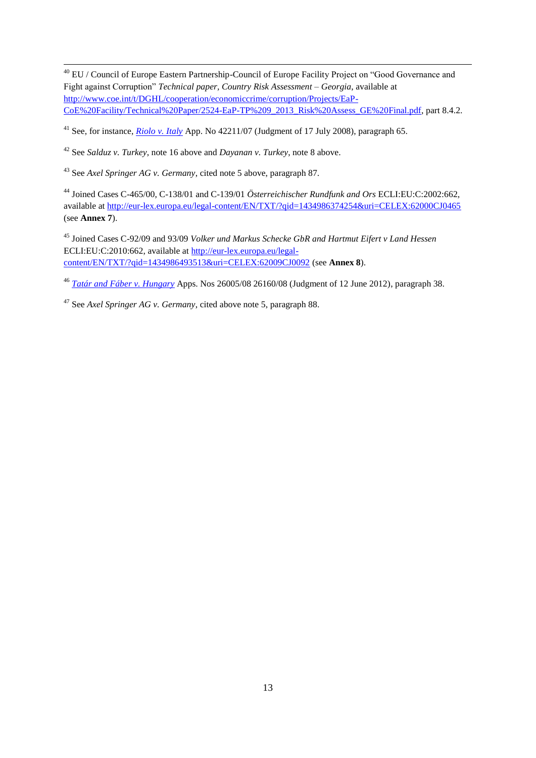[40] EU / Council of Europe Eastern Partnership-Council of Europe Facility Project on "Good Governance and Fight against Corruption" *Technical paper, Country Risk Assessment – Georgia*, available at [http://www.coe.int/t/DGHL/cooperation/economiccrime/corruption/Projects/EaP-CoE%20Facility/Technical%20Paper/2524-EaP-TP%209_2013_Risk%20Assess_GE%20Final.pdf](http://www.coe.int/t/DGHL/cooperation/economiccrime/corruption/Projects/EaP-CoE%20Facility/Technical%20Paper/2524-EaP-TP%209_2013_Risk%20Assess_GE%20Final.pdf), part 8.4.2.

[41] See, for instance, *Riolo v. Italy* App. No 42211/07 (Judgment of 17 July 2008), paragraph 65.

[42] See *Salduz v. Turkey*, note 16 above and *Dayanan v. Turkey*, note 8 above.

[43] See *Axel Springer AG v. Germany*, cited note 5 above, paragraph 87.

[44] Joined Cases C-465/00, C-138/01 and C-139/01 *Österreichischer Rundfunk and Ors* ECLI:EU:C:2002:662, available at [http://eur-lex.europa.eu/legal-content/EN/TXT/?qid=1434986374254&uri=CELEX:62000CJ0465](http://eur-lex.europa.eu/legal-content/EN/TXT/?qid=1434986374254&uri=CELEX:62000CJ0465) (see **Annex 7**).

[45] Joined Cases C-92/09 and 93/09 *Volker und Markus Schecke GbR and Hartmut Eifert v Land Hessen* ECLI:EU:C:2010:662, available at [http://eur-lex.europa.eu/legal-content/EN/TXT/?qid=1434986493513&uri=CELEX:62009CJ0092](http://eur-lex.europa.eu/legal-content/EN/TXT/?qid=1434986493513&uri=CELEX:62009CJ0092) (see **Annex 8**).

[46] *Tatár and Fáber v. Hungary* Apps. Nos 26005/08 26160/08 (Judgment of 12 June 2012), paragraph 38.

[47] See *Axel Springer AG v. Germany*, cited above note 5, paragraph 88.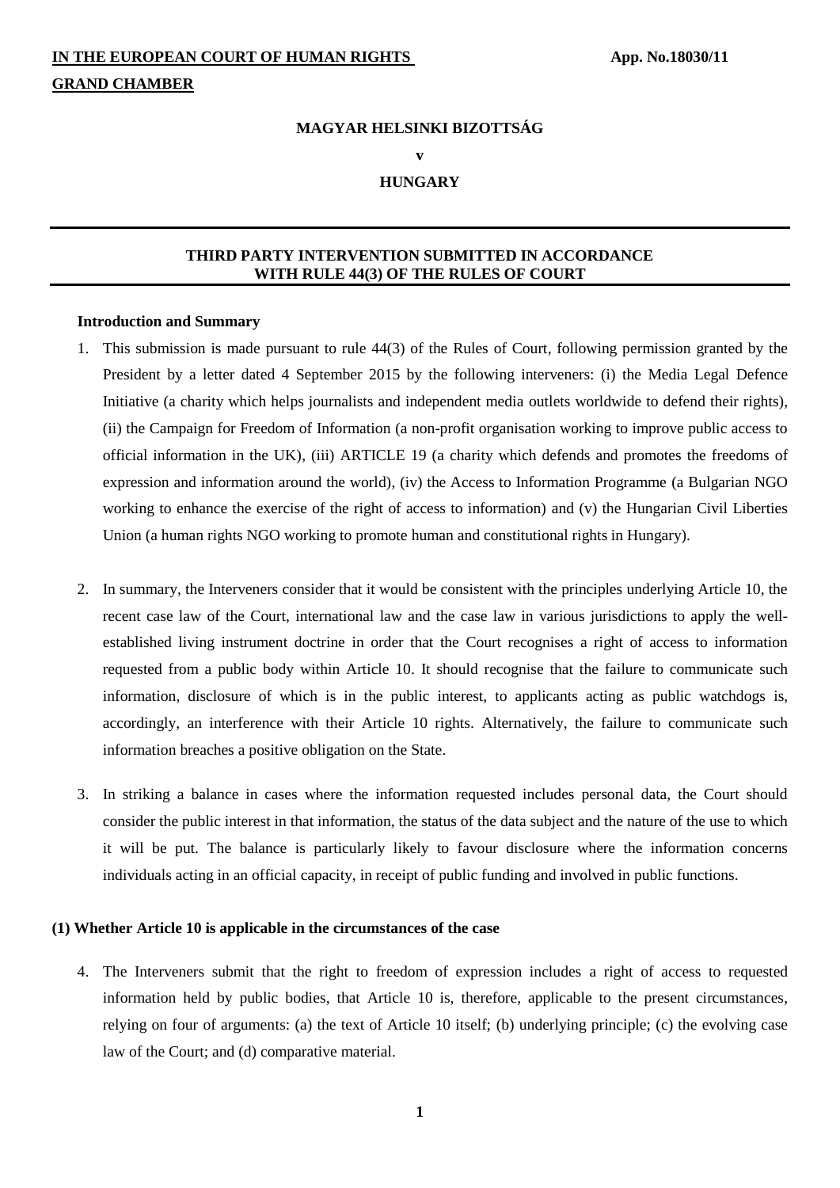**IN THE EUROPEAN COURT OF HUMAN RIGHTS** **App. No.18030/11**

**GRAND CHAMBER**

**MAGYAR HELSINKI BIZOTTSÁG**

**v**

**HUNGARY**

---

**THIRD PARTY INTERVENTION SUBMITTED IN ACCORDANCE WITH RULE 44(3) OF THE RULES OF COURT**

---

**Introduction and Summary**

1. This submission is made pursuant to rule 44(3) of the Rules of Court, following permission granted by the President by a letter dated 4 September 2015 by the following interveners: (i) the Media Legal Defence Initiative (a charity which helps journalists and independent media outlets worldwide to defend their rights), (ii) the Campaign for Freedom of Information (a non-profit organisation working to improve public access to official information in the UK), (iii) ARTICLE 19 (a charity which defends and promotes the freedoms of expression and information around the world), (iv) the Access to Information Programme (a Bulgarian NGO working to enhance the exercise of the right of access to information) and (v) the Hungarian Civil Liberties Union (a human rights NGO working to promote human and constitutional rights in Hungary).

2. In summary, the Interveners consider that it would be consistent with the principles underlying Article 10, the recent case law of the Court, international law and the case law in various jurisdictions to apply the well-established living instrument doctrine in order that the Court recognises a right of access to information requested from a public body within Article 10. It should recognise that the failure to communicate such information, disclosure of which is in the public interest, to applicants acting as public watchdogs is, accordingly, an interference with their Article 10 rights. Alternatively, the failure to communicate such information breaches a positive obligation on the State.

3. In striking a balance in cases where the information requested includes personal data, the Court should consider the public interest in that information, the status of the data subject and the nature of the use to which it will be put. The balance is particularly likely to favour disclosure where the information concerns individuals acting in an official capacity, in receipt of public funding and involved in public functions.

**(1) Whether Article 10 is applicable in the circumstances of the case**

4. The Interveners submit that the right to freedom of expression includes a right of access to requested information held by public bodies, that Article 10 is, therefore, applicable to the present circumstances, relying on four of arguments: (a) the text of Article 10 itself; (b) underlying principle; (c) the evolving case law of the Court; and (d) comparative material.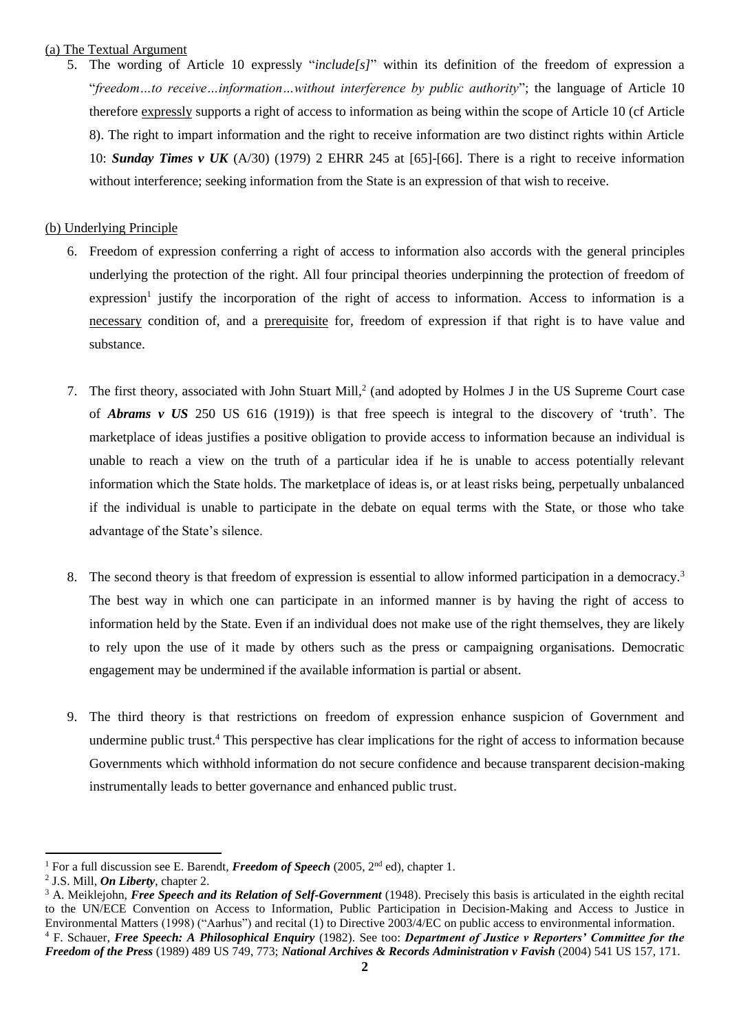(a) The Textual Argument

5. The wording of Article 10 expressly "*include[s]*" within its definition of the freedom of expression a "*freedom…to receive…information…without interference by public authority*"; the language of Article 10 therefore expressly supports a right of access to information as being within the scope of Article 10 (cf Article 8). The right to impart information and the right to receive information are two distinct rights within Article 10: ***Sunday Times v UK*** (A/30) (1979) 2 EHRR 245 at [65]-[66]. There is a right to receive information without interference; seeking information from the State is an expression of that wish to receive.

(b) Underlying Principle

6. Freedom of expression conferring a right of access to information also accords with the general principles underlying the protection of the right. All four principal theories underpinning the protection of freedom of expression[1] justify the incorporation of the right of access to information. Access to information is a necessary condition of, and a prerequisite for, freedom of expression if that right is to have value and substance.

7. The first theory, associated with John Stuart Mill,[2] (and adopted by Holmes J in the US Supreme Court case of ***Abrams v US*** 250 US 616 (1919)) is that free speech is integral to the discovery of 'truth'. The marketplace of ideas justifies a positive obligation to provide access to information because an individual is unable to reach a view on the truth of a particular idea if he is unable to access potentially relevant information which the State holds. The marketplace of ideas is, or at least risks being, perpetually unbalanced if the individual is unable to participate in the debate on equal terms with the State, or those who take advantage of the State's silence.

8. The second theory is that freedom of expression is essential to allow informed participation in a democracy.[3] The best way in which one can participate in an informed manner is by having the right of access to information held by the State. Even if an individual does not make use of the right themselves, they are likely to rely upon the use of it made by others such as the press or campaigning organisations. Democratic engagement may be undermined if the available information is partial or absent.

9. The third theory is that restrictions on freedom of expression enhance suspicion of Government and undermine public trust.[4] This perspective has clear implications for the right of access to information because Governments which withhold information do not secure confidence and because transparent decision-making instrumentally leads to better governance and enhanced public trust.

---

[1] For a full discussion see E. Barendt, ***Freedom of Speech*** (2005, 2nd ed), chapter 1.

[2] J.S. Mill, ***On Liberty***, chapter 2.

[3] A. Meiklejohn, ***Free Speech and its Relation of Self-Government*** (1948). Precisely this basis is articulated in the eighth recital to the UN/ECE Convention on Access to Information, Public Participation in Decision-Making and Access to Justice in Environmental Matters (1998) ("Aarhus") and recital (1) to Directive 2003/4/EC on public access to environmental information.

[4] F. Schauer, ***Free Speech: A Philosophical Enquiry*** (1982). See too: ***Department of Justice v Reporters' Committee for the Freedom of the Press*** (1989) 489 US 749, 773; ***National Archives & Records Administration v Favish*** (2004) 541 US 157, 171.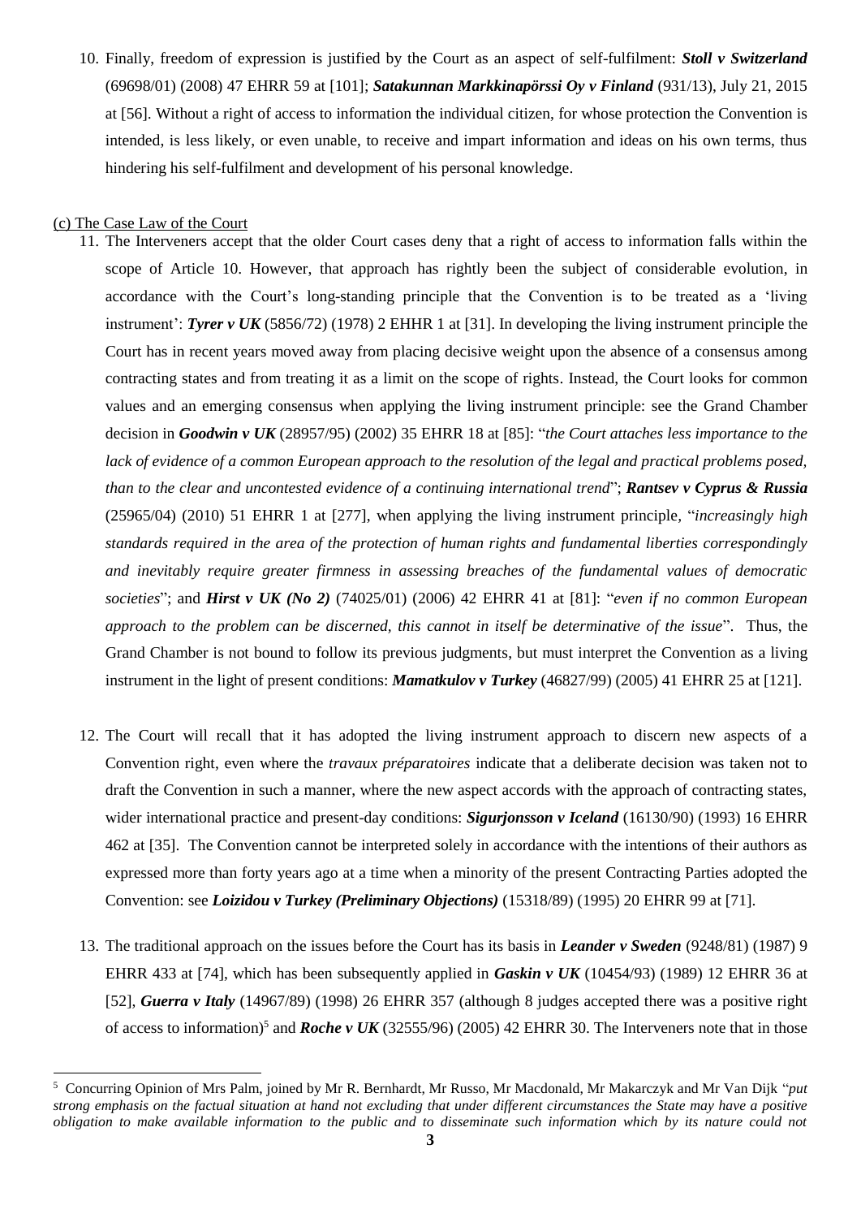10. Finally, freedom of expression is justified by the Court as an aspect of self-fulfilment: ***Stoll v Switzerland*** (69698/01) (2008) 47 EHRR 59 at [101]; ***Satakunnan Markkinapörssi Oy v Finland*** (931/13), July 21, 2015 at [56]. Without a right of access to information the individual citizen, for whose protection the Convention is intended, is less likely, or even unable, to receive and impart information and ideas on his own terms, thus hindering his self-fulfilment and development of his personal knowledge.

(c) The Case Law of the Court

11. The Interveners accept that the older Court cases deny that a right of access to information falls within the scope of Article 10. However, that approach has rightly been the subject of considerable evolution, in accordance with the Court's long-standing principle that the Convention is to be treated as a 'living instrument': ***Tyrer v UK*** (5856/72) (1978) 2 EHHR 1 at [31]. In developing the living instrument principle the Court has in recent years moved away from placing decisive weight upon the absence of a consensus among contracting states and from treating it as a limit on the scope of rights. Instead, the Court looks for common values and an emerging consensus when applying the living instrument principle: see the Grand Chamber decision in ***Goodwin v UK*** (28957/95) (2002) 35 EHRR 18 at [85]: "*the Court attaches less importance to the lack of evidence of a common European approach to the resolution of the legal and practical problems posed, than to the clear and uncontested evidence of a continuing international trend*"; ***Rantsev v Cyprus & Russia*** (25965/04) (2010) 51 EHRR 1 at [277], when applying the living instrument principle, "*increasingly high standards required in the area of the protection of human rights and fundamental liberties correspondingly and inevitably require greater firmness in assessing breaches of the fundamental values of democratic societies*"; and ***Hirst v UK (No 2)*** (74025/01) (2006) 42 EHRR 41 at [81]: "*even if no common European approach to the problem can be discerned, this cannot in itself be determinative of the issue*". Thus, the Grand Chamber is not bound to follow its previous judgments, but must interpret the Convention as a living instrument in the light of present conditions: ***Mamatkulov v Turkey*** (46827/99) (2005) 41 EHRR 25 at [121].

12. The Court will recall that it has adopted the living instrument approach to discern new aspects of a Convention right, even where the *travaux préparatoires* indicate that a deliberate decision was taken not to draft the Convention in such a manner, where the new aspect accords with the approach of contracting states, wider international practice and present-day conditions: ***Sigurjonsson v Iceland*** (16130/90) (1993) 16 EHRR 462 at [35]. The Convention cannot be interpreted solely in accordance with the intentions of their authors as expressed more than forty years ago at a time when a minority of the present Contracting Parties adopted the Convention: see ***Loizidou v Turkey (Preliminary Objections)*** (15318/89) (1995) 20 EHRR 99 at [71].

13. The traditional approach on the issues before the Court has its basis in ***Leander v Sweden*** (9248/81) (1987) 9 EHRR 433 at [74], which has been subsequently applied in ***Gaskin v UK*** (10454/93) (1989) 12 EHRR 36 at [52], ***Guerra v Italy*** (14967/89) (1998) 26 EHRR 357 (although 8 judges accepted there was a positive right of access to information)[5] and ***Roche v UK*** (32555/96) (2005) 42 EHRR 30. The Interveners note that in those

[5] Concurring Opinion of Mrs Palm, joined by Mr R. Bernhardt, Mr Russo, Mr Macdonald, Mr Makarczyk and Mr Van Dijk "*put strong emphasis on the factual situation at hand not excluding that under different circumstances the State may have a positive obligation to make available information to the public and to disseminate such information which by its nature could not*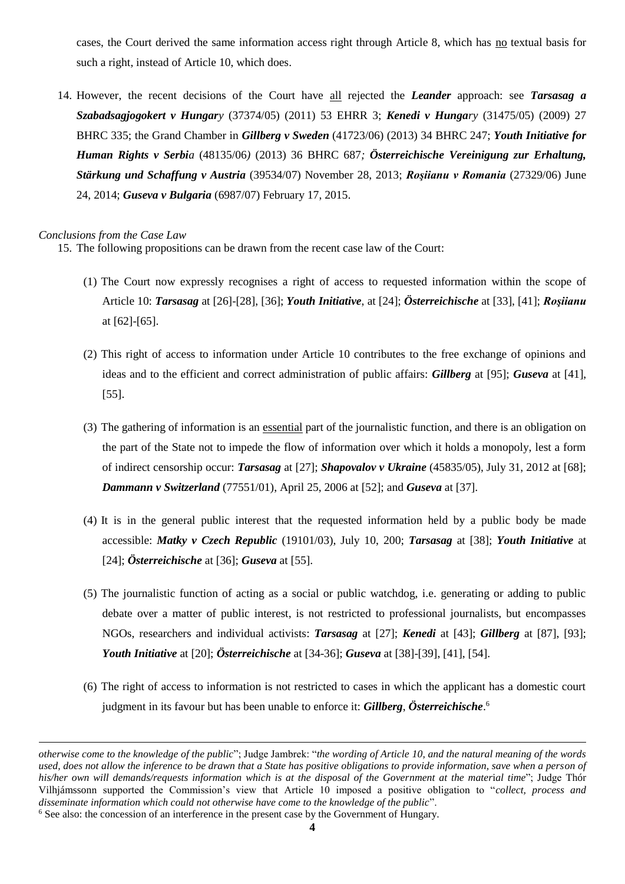cases, the Court derived the same information access right through Article 8, which has no textual basis for such a right, instead of Article 10, which does.

14. However, the recent decisions of the Court have all rejected the ***Leander*** approach: see ***Tarsasag a Szabadsagjogokert v Hungary*** (37374/05) (2011) 53 EHRR 3; ***Kenedi v Hungary*** (31475/05) (2009) 27 BHRC 335; the Grand Chamber in ***Gillberg v Sweden*** (41723/06) (2013) 34 BHRC 247; ***Youth Initiative for Human Rights v Serbia*** (48135/06) (2013) 36 BHRC 687; ***Österreichische Vereinigung zur Erhaltung, Stärkung und Schaffung v Austria*** (39534/07) November 28, 2013; ***Roşiianu v Romania*** (27329/06) June 24, 2014; ***Guseva v Bulgaria*** (6987/07) February 17, 2015.

*Conclusions from the Case Law*

15. The following propositions can be drawn from the recent case law of the Court:

    (1) The Court now expressly recognises a right of access to requested information within the scope of Article 10: ***Tarsasag*** at [26]-[28], [36]; ***Youth Initiative***, at [24]; ***Österreichische*** at [33], [41]; ***Roşiianu*** at [62]-[65].

    (2) This right of access to information under Article 10 contributes to the free exchange of opinions and ideas and to the efficient and correct administration of public affairs: ***Gillberg*** at [95]; ***Guseva*** at [41], [55].

    (3) The gathering of information is an essential part of the journalistic function, and there is an obligation on the part of the State not to impede the flow of information over which it holds a monopoly, lest a form of indirect censorship occur: ***Tarsasag*** at [27]; ***Shapovalov v Ukraine*** (45835/05), July 31, 2012 at [68]; ***Dammann v Switzerland*** (77551/01), April 25, 2006 at [52]; and ***Guseva*** at [37].

    (4) It is in the general public interest that the requested information held by a public body be made accessible: ***Matky v Czech Republic*** (19101/03), July 10, 200; ***Tarsasag*** at [38]; ***Youth Initiative*** at [24]; ***Österreichische*** at [36]; ***Guseva*** at [55].

    (5) The journalistic function of acting as a social or public watchdog, i.e. generating or adding to public debate over a matter of public interest, is not restricted to professional journalists, but encompasses NGOs, researchers and individual activists: ***Tarsasag*** at [27]; ***Kenedi*** at [43]; ***Gillberg*** at [87], [93]; ***Youth Initiative*** at [20]; ***Österreichische*** at [34-36]; ***Guseva*** at [38]-[39], [41], [54].

    (6) The right of access to information is not restricted to cases in which the applicant has a domestic court judgment in its favour but has been unable to enforce it: ***Gillberg***, ***Österreichische***.[6]

---

*otherwise come to the knowledge of the public*"; Judge Jambrek: "*the wording of Article 10, and the natural meaning of the words used, does not allow the inference to be drawn that a State has positive obligations to provide information, save when a person of his/her own will demands/requests information which is at the disposal of the Government at the material time*"; Judge Thór Vilhjámssonn supported the Commission's view that Article 10 imposed a positive obligation to "*collect, process and disseminate information which could not otherwise have come to the knowledge of the public*".

[6] See also: the concession of an interference in the present case by the Government of Hungary.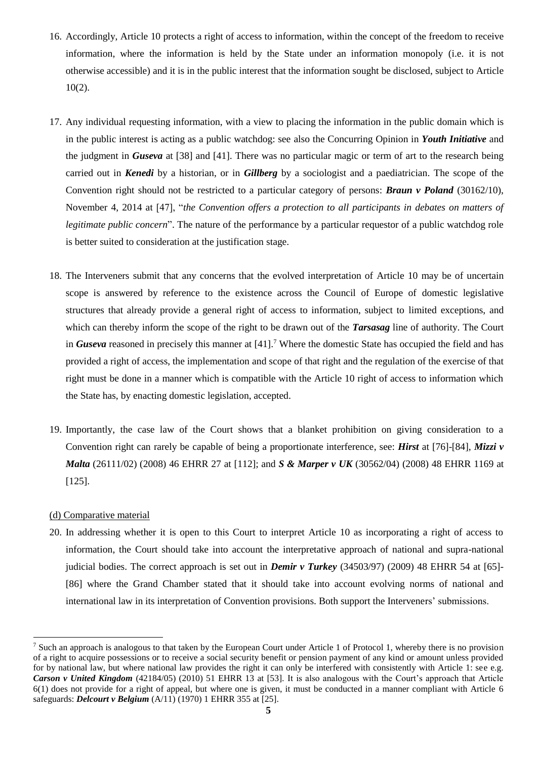16. Accordingly, Article 10 protects a right of access to information, within the concept of the freedom to receive information, where the information is held by the State under an information monopoly (i.e. it is not otherwise accessible) and it is in the public interest that the information sought be disclosed, subject to Article 10(2).

17. Any individual requesting information, with a view to placing the information in the public domain which is in the public interest is acting as a public watchdog: see also the Concurring Opinion in ***Youth Initiative*** and the judgment in ***Guseva*** at [38] and [41]. There was no particular magic or term of art to the research being carried out in ***Kenedi*** by a historian, or in ***Gillberg*** by a sociologist and a paediatrician. The scope of the Convention right should not be restricted to a particular category of persons: ***Braun v Poland*** (30162/10), November 4, 2014 at [47], "*the Convention offers a protection to all participants in debates on matters of legitimate public concern*". The nature of the performance by a particular requestor of a public watchdog role is better suited to consideration at the justification stage.

18. The Interveners submit that any concerns that the evolved interpretation of Article 10 may be of uncertain scope is answered by reference to the existence across the Council of Europe of domestic legislative structures that already provide a general right of access to information, subject to limited exceptions, and which can thereby inform the scope of the right to be drawn out of the ***Tarsasag*** line of authority. The Court in ***Guseva*** reasoned in precisely this manner at [41].[7] Where the domestic State has occupied the field and has provided a right of access, the implementation and scope of that right and the regulation of the exercise of that right must be done in a manner which is compatible with the Article 10 right of access to information which the State has, by enacting domestic legislation, accepted.

19. Importantly, the case law of the Court shows that a blanket prohibition on giving consideration to a Convention right can rarely be capable of being a proportionate interference, see: ***Hirst*** at [76]-[84], ***Mizzi v Malta*** (26111/02) (2008) 46 EHRR 27 at [112]; and ***S & Marper v UK*** (30562/04) (2008) 48 EHRR 1169 at [125].

(d) Comparative material

20. In addressing whether it is open to this Court to interpret Article 10 as incorporating a right of access to information, the Court should take into account the interpretative approach of national and supra-national judicial bodies. The correct approach is set out in ***Demir v Turkey*** (34503/97) (2009) 48 EHRR 54 at [65]-[86] where the Grand Chamber stated that it should take into account evolving norms of national and international law in its interpretation of Convention provisions. Both support the Interveners' submissions.

---

[7] Such an approach is analogous to that taken by the European Court under Article 1 of Protocol 1, whereby there is no provision of a right to acquire possessions or to receive a social security benefit or pension payment of any kind or amount unless provided for by national law, but where national law provides the right it can only be interfered with consistently with Article 1: see e.g. ***Carson v United Kingdom*** (42184/05) (2010) 51 EHRR 13 at [53]. It is also analogous with the Court's approach that Article 6(1) does not provide for a right of appeal, but where one is given, it must be conducted in a manner compliant with Article 6 safeguards: ***Delcourt v Belgium*** (A/11) (1970) 1 EHRR 355 at [25].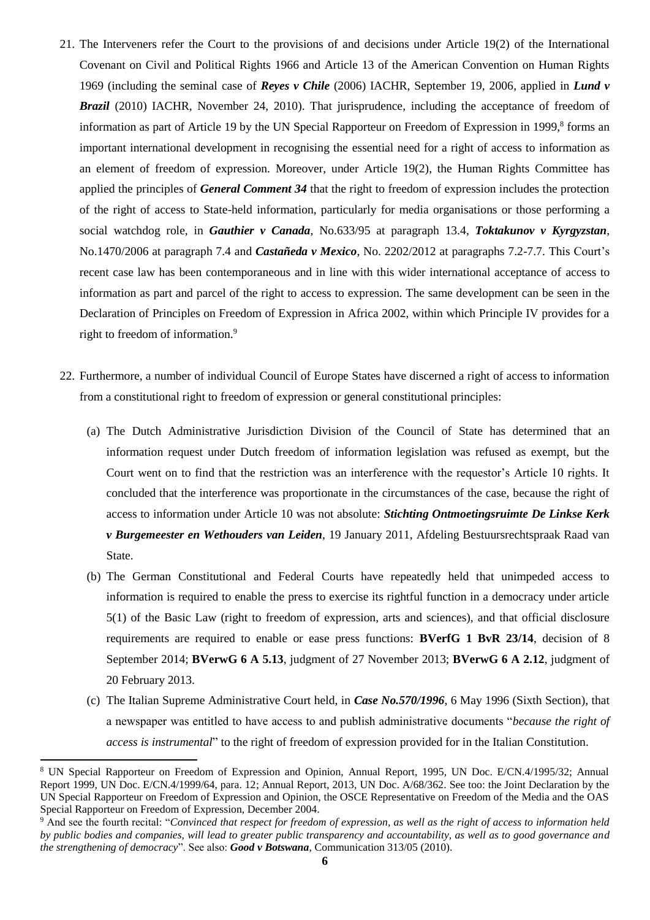21. The Interveners refer the Court to the provisions of and decisions under Article 19(2) of the International Covenant on Civil and Political Rights 1966 and Article 13 of the American Convention on Human Rights 1969 (including the seminal case of ***Reyes v Chile*** (2006) IACHR, September 19, 2006, applied in ***Lund v Brazil*** (2010) IACHR, November 24, 2010). That jurisprudence, including the acceptance of freedom of information as part of Article 19 by the UN Special Rapporteur on Freedom of Expression in 1999,[8] forms an important international development in recognising the essential need for a right of access to information as an element of freedom of expression. Moreover, under Article 19(2), the Human Rights Committee has applied the principles of ***General Comment 34*** that the right to freedom of expression includes the protection of the right of access to State-held information, particularly for media organisations or those performing a social watchdog role, in ***Gauthier v Canada***, No.633/95 at paragraph 13.4, ***Toktakunov v Kyrgyzstan***, No.1470/2006 at paragraph 7.4 and ***Castañeda v Mexico***, No. 2202/2012 at paragraphs 7.2-7.7. This Court's recent case law has been contemporaneous and in line with this wider international acceptance of access to information as part and parcel of the right to access to expression. The same development can be seen in the Declaration of Principles on Freedom of Expression in Africa 2002, within which Principle IV provides for a right to freedom of information.[9]

22. Furthermore, a number of individual Council of Europe States have discerned a right of access to information from a constitutional right to freedom of expression or general constitutional principles:

    (a) The Dutch Administrative Jurisdiction Division of the Council of State has determined that an information request under Dutch freedom of information legislation was refused as exempt, but the Court went on to find that the restriction was an interference with the requestor's Article 10 rights. It concluded that the interference was proportionate in the circumstances of the case, because the right of access to information under Article 10 was not absolute: ***Stichting Ontmoetingsruimte De Linkse Kerk v Burgemeester en Wethouders van Leiden***, 19 January 2011, Afdeling Bestuursrechtspraak Raad van State.

    (b) The German Constitutional and Federal Courts have repeatedly held that unimpeded access to information is required to enable the press to exercise its rightful function in a democracy under article 5(1) of the Basic Law (right to freedom of expression, arts and sciences), and that official disclosure requirements are required to enable or ease press functions: **BVerfG 1 BvR 23/14**, decision of 8 September 2014; **BVerwG 6 A 5.13**, judgment of 27 November 2013; **BVerwG 6 A 2.12**, judgment of 20 February 2013.

    (c) The Italian Supreme Administrative Court held, in ***Case No.570/1996***, 6 May 1996 (Sixth Section), that a newspaper was entitled to have access to and publish administrative documents "*because the right of access is instrumental*" to the right of freedom of expression provided for in the Italian Constitution.

---

[8] UN Special Rapporteur on Freedom of Expression and Opinion, Annual Report, 1995, UN Doc. E/CN.4/1995/32; Annual Report 1999, UN Doc. E/CN.4/1999/64, para. 12; Annual Report, 2013, UN Doc. A/68/362. See too: the Joint Declaration by the UN Special Rapporteur on Freedom of Expression and Opinion, the OSCE Representative on Freedom of the Media and the OAS Special Rapporteur on Freedom of Expression, December 2004.

[9] And see the fourth recital: "*Convinced that respect for freedom of expression, as well as the right of access to information held by public bodies and companies, will lead to greater public transparency and accountability, as well as to good governance and the strengthening of democracy*". See also: ***Good v Botswana***, Communication 313/05 (2010).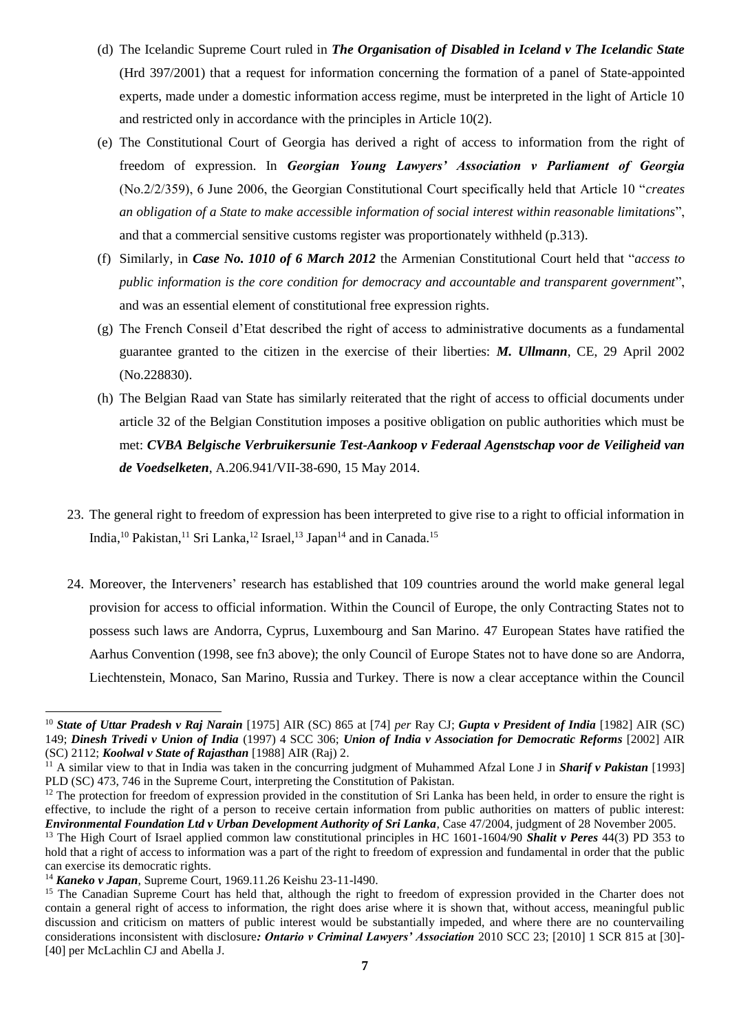(d) The Icelandic Supreme Court ruled in ***The Organisation of Disabled in Iceland v The Icelandic State*** (Hrd 397/2001) that a request for information concerning the formation of a panel of State-appointed experts, made under a domestic information access regime, must be interpreted in the light of Article 10 and restricted only in accordance with the principles in Article 10(2).

(e) The Constitutional Court of Georgia has derived a right of access to information from the right of freedom of expression. In ***Georgian Young Lawyers' Association v Parliament of Georgia*** (No.2/2/359), 6 June 2006, the Georgian Constitutional Court specifically held that Article 10 "*creates an obligation of a State to make accessible information of social interest within reasonable limitations*", and that a commercial sensitive customs register was proportionately withheld (p.313).

(f) Similarly, in ***Case No. 1010 of 6 March 2012*** the Armenian Constitutional Court held that "*access to public information is the core condition for democracy and accountable and transparent government*", and was an essential element of constitutional free expression rights.

(g) The French Conseil d'Etat described the right of access to administrative documents as a fundamental guarantee granted to the citizen in the exercise of their liberties: ***M. Ullmann***, CE, 29 April 2002 (No.228830).

(h) The Belgian Raad van State has similarly reiterated that the right of access to official documents under article 32 of the Belgian Constitution imposes a positive obligation on public authorities which must be met: ***CVBA Belgische Verbruikersunie Test-Aankoop v Federaal Agenstschap voor de Veiligheid van de Voedselketen***, A.206.941/VII-38-690, 15 May 2014.

23. The general right to freedom of expression has been interpreted to give rise to a right to official information in India,[10] Pakistan,[11] Sri Lanka,[12] Israel,[13] Japan[14] and in Canada.[15]

24. Moreover, the Interveners' research has established that 109 countries around the world make general legal provision for access to official information. Within the Council of Europe, the only Contracting States not to possess such laws are Andorra, Cyprus, Luxembourg and San Marino. 47 European States have ratified the Aarhus Convention (1998, see fn3 above); the only Council of Europe States not to have done so are Andorra, Liechtenstein, Monaco, San Marino, Russia and Turkey. There is now a clear acceptance within the Council

---

[10] ***State of Uttar Pradesh v Raj Narain*** [1975] AIR (SC) 865 at [74] *per* Ray CJ; ***Gupta v President of India*** [1982] AIR (SC) 149; ***Dinesh Trivedi v Union of India*** (1997) 4 SCC 306; ***Union of India v Association for Democratic Reforms*** [2002] AIR (SC) 2112; ***Koolwal v State of Rajasthan*** [1988] AIR (Raj) 2.

[11] A similar view to that in India was taken in the concurring judgment of Muhammed Afzal Lone J in ***Sharif v Pakistan*** [1993] PLD (SC) 473, 746 in the Supreme Court, interpreting the Constitution of Pakistan.

[12] The protection for freedom of expression provided in the constitution of Sri Lanka has been held, in order to ensure the right is effective, to include the right of a person to receive certain information from public authorities on matters of public interest: ***Environmental Foundation Ltd v Urban Development Authority of Sri Lanka***, Case 47/2004, judgment of 28 November 2005.

[13] The High Court of Israel applied common law constitutional principles in HC 1601-1604/90 ***Shalit v Peres*** 44(3) PD 353 to hold that a right of access to information was a part of the right to freedom of expression and fundamental in order that the public can exercise its democratic rights.

[14] ***Kaneko v Japan***, Supreme Court, 1969.11.26 Keishu 23-11-l490.

[15] The Canadian Supreme Court has held that, although the right to freedom of expression provided in the Charter does not contain a general right of access to information, the right does arise where it is shown that, without access, meaningful public discussion and criticism on matters of public interest would be substantially impeded, and where there are no countervailing considerations inconsistent with disclosure*:* ***Ontario v Criminal Lawyers' Association*** 2010 SCC 23; [2010] 1 SCR 815 at [30]-[40] per McLachlin CJ and Abella J.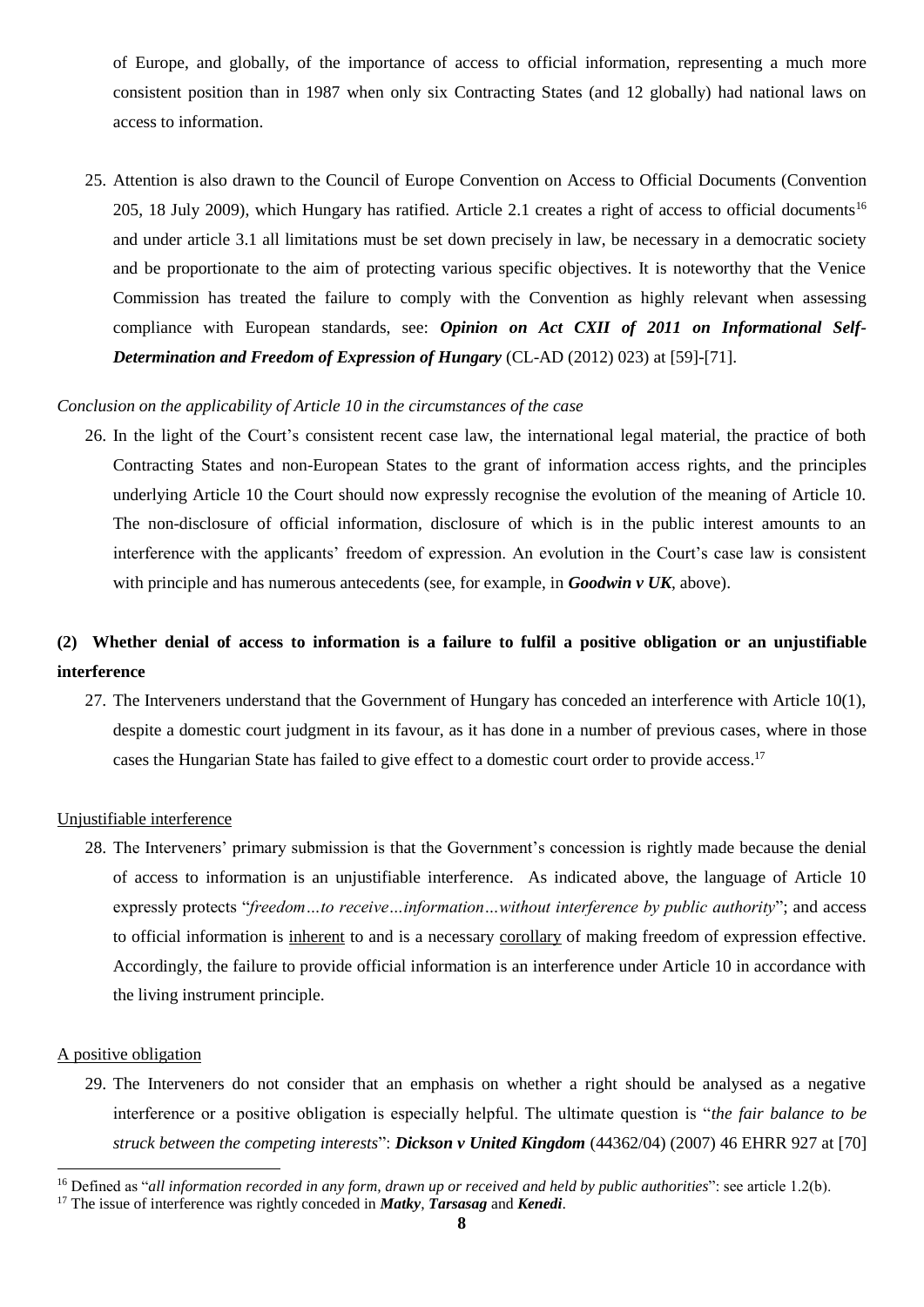of Europe, and globally, of the importance of access to official information, representing a much more consistent position than in 1987 when only six Contracting States (and 12 globally) had national laws on access to information.

25. Attention is also drawn to the Council of Europe Convention on Access to Official Documents (Convention 205, 18 July 2009), which Hungary has ratified. Article 2.1 creates a right of access to official documents[16] and under article 3.1 all limitations must be set down precisely in law, be necessary in a democratic society and be proportionate to the aim of protecting various specific objectives. It is noteworthy that the Venice Commission has treated the failure to comply with the Convention as highly relevant when assessing compliance with European standards, see: ***Opinion on Act CXII of 2011 on Informational Self-Determination and Freedom of Expression of Hungary*** (CL-AD (2012) 023) at [59]-[71].

*Conclusion on the applicability of Article 10 in the circumstances of the case*

26. In the light of the Court's consistent recent case law, the international legal material, the practice of both Contracting States and non-European States to the grant of information access rights, and the principles underlying Article 10 the Court should now expressly recognise the evolution of the meaning of Article 10. The non-disclosure of official information, disclosure of which is in the public interest amounts to an interference with the applicants' freedom of expression. An evolution in the Court's case law is consistent with principle and has numerous antecedents (see, for example, in ***Goodwin v UK***, above).

## (2) Whether denial of access to information is a failure to fulfil a positive obligation or an unjustifiable interference

27. The Interveners understand that the Government of Hungary has conceded an interference with Article 10(1), despite a domestic court judgment in its favour, as it has done in a number of previous cases, where in those cases the Hungarian State has failed to give effect to a domestic court order to provide access.[17]

Unjustifiable interference

28. The Interveners' primary submission is that the Government's concession is rightly made because the denial of access to information is an unjustifiable interference. As indicated above, the language of Article 10 expressly protects "*freedom…to receive…information…without interference by public authority*"; and access to official information is inherent to and is a necessary corollary of making freedom of expression effective. Accordingly, the failure to provide official information is an interference under Article 10 in accordance with the living instrument principle.

A positive obligation

29. The Interveners do not consider that an emphasis on whether a right should be analysed as a negative interference or a positive obligation is especially helpful. The ultimate question is "*the fair balance to be struck between the competing interests*": ***Dickson v United Kingdom*** (44362/04) (2007) 46 EHRR 927 at [70]

---

[16] Defined as "*all information recorded in any form, drawn up or received and held by public authorities*": see article 1.2(b).

[17] The issue of interference was rightly conceded in ***Matky***, ***Tarsasag*** and ***Kenedi***.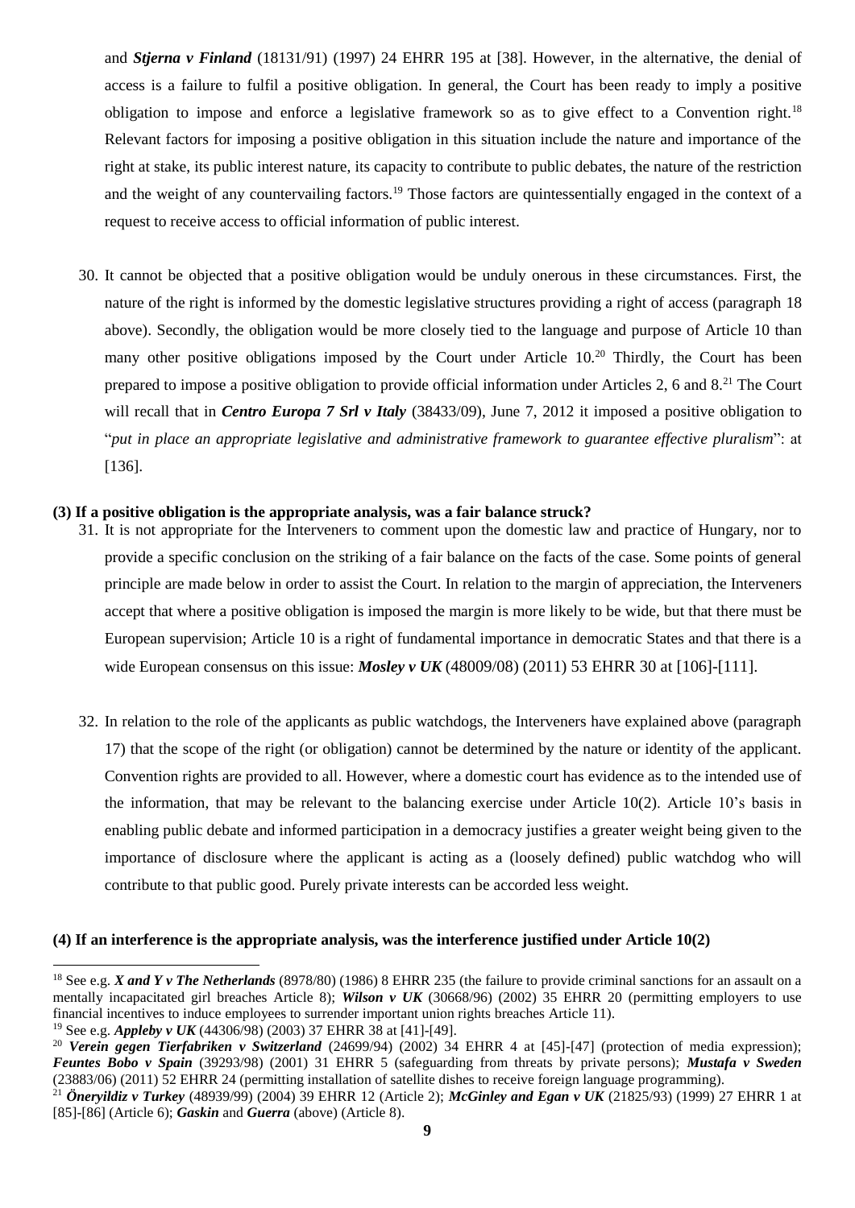and ***Stjerna v Finland*** (18131/91) (1997) 24 EHRR 195 at [38]. However, in the alternative, the denial of access is a failure to fulfil a positive obligation. In general, the Court has been ready to imply a positive obligation to impose and enforce a legislative framework so as to give effect to a Convention right.[18] Relevant factors for imposing a positive obligation in this situation include the nature and importance of the right at stake, its public interest nature, its capacity to contribute to public debates, the nature of the restriction and the weight of any countervailing factors.[19] Those factors are quintessentially engaged in the context of a request to receive access to official information of public interest.

30. It cannot be objected that a positive obligation would be unduly onerous in these circumstances. First, the nature of the right is informed by the domestic legislative structures providing a right of access (paragraph 18 above). Secondly, the obligation would be more closely tied to the language and purpose of Article 10 than many other positive obligations imposed by the Court under Article 10.[20] Thirdly, the Court has been prepared to impose a positive obligation to provide official information under Articles 2, 6 and 8.[21] The Court will recall that in ***Centro Europa 7 Srl v Italy*** (38433/09), June 7, 2012 it imposed a positive obligation to "*put in place an appropriate legislative and administrative framework to guarantee effective pluralism*": at [136].

**(3) If a positive obligation is the appropriate analysis, was a fair balance struck?**

31. It is not appropriate for the Interveners to comment upon the domestic law and practice of Hungary, nor to provide a specific conclusion on the striking of a fair balance on the facts of the case. Some points of general principle are made below in order to assist the Court. In relation to the margin of appreciation, the Interveners accept that where a positive obligation is imposed the margin is more likely to be wide, but that there must be European supervision; Article 10 is a right of fundamental importance in democratic States and that there is a wide European consensus on this issue: ***Mosley v UK*** (48009/08) (2011) 53 EHRR 30 at [106]-[111].

32. In relation to the role of the applicants as public watchdogs, the Interveners have explained above (paragraph 17) that the scope of the right (or obligation) cannot be determined by the nature or identity of the applicant. Convention rights are provided to all. However, where a domestic court has evidence as to the intended use of the information, that may be relevant to the balancing exercise under Article 10(2). Article 10's basis in enabling public debate and informed participation in a democracy justifies a greater weight being given to the importance of disclosure where the applicant is acting as a (loosely defined) public watchdog who will contribute to that public good. Purely private interests can be accorded less weight.

**(4) If an interference is the appropriate analysis, was the interference justified under Article 10(2)**

---

[18] See e.g. ***X and Y v The Netherlands*** (8978/80) (1986) 8 EHRR 235 (the failure to provide criminal sanctions for an assault on a mentally incapacitated girl breaches Article 8); ***Wilson v UK*** (30668/96) (2002) 35 EHRR 20 (permitting employers to use financial incentives to induce employees to surrender important union rights breaches Article 11).

[19] See e.g. ***Appleby v UK*** (44306/98) (2003) 37 EHRR 38 at [41]-[49].

[20] ***Verein gegen Tierfabriken v Switzerland*** (24699/94) (2002) 34 EHRR 4 at [45]-[47] (protection of media expression); ***Feuntes Bobo v Spain*** (39293/98) (2001) 31 EHRR 5 (safeguarding from threats by private persons); ***Mustafa v Sweden*** (23883/06) (2011) 52 EHRR 24 (permitting installation of satellite dishes to receive foreign language programming).

[21] ***Öneryildiz v Turkey*** (48939/99) (2004) 39 EHRR 12 (Article 2); ***McGinley and Egan v UK*** (21825/93) (1999) 27 EHRR 1 at [85]-[86] (Article 6); ***Gaskin*** and ***Guerra*** (above) (Article 8).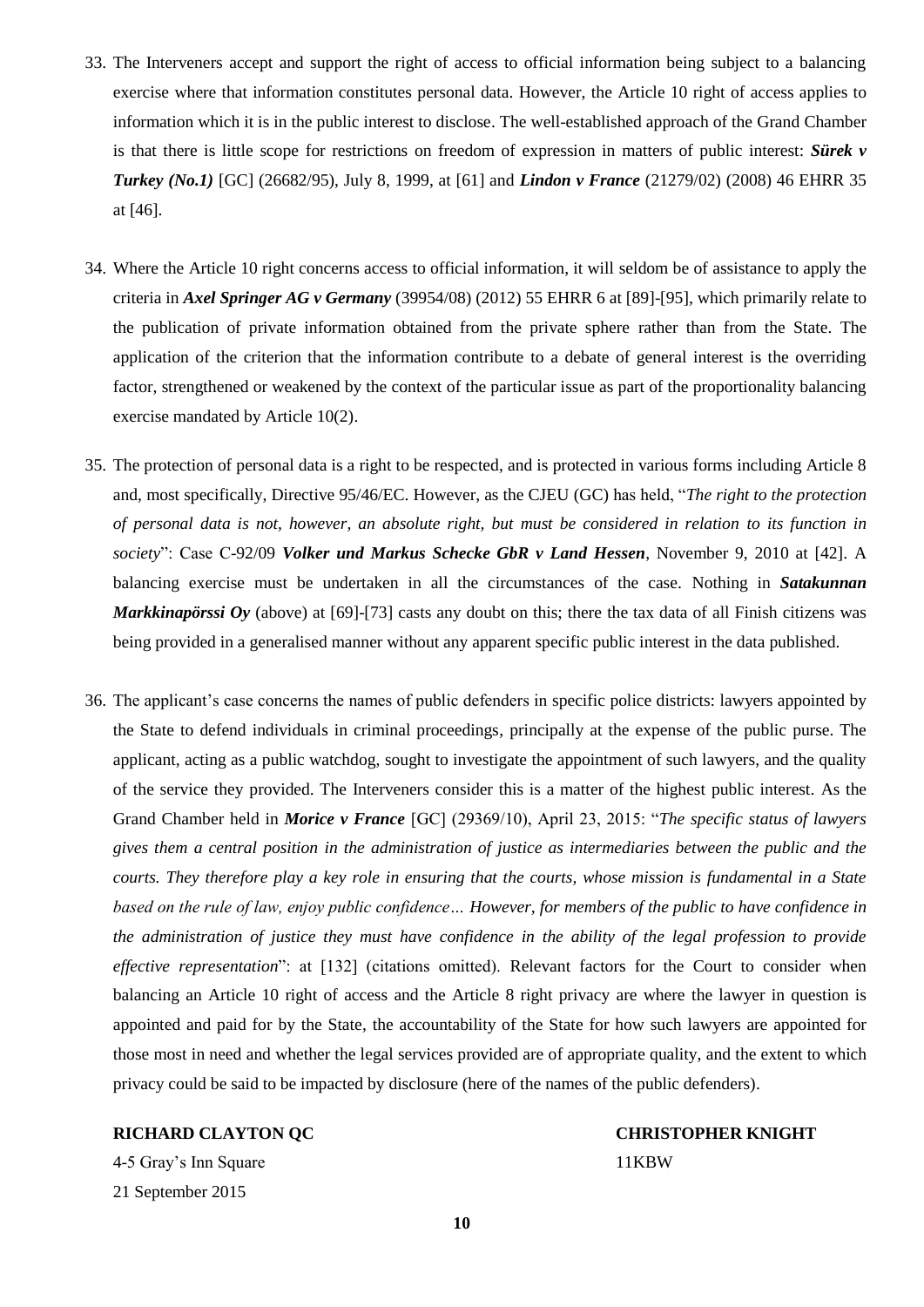33. The Interveners accept and support the right of access to official information being subject to a balancing exercise where that information constitutes personal data. However, the Article 10 right of access applies to information which it is in the public interest to disclose. The well-established approach of the Grand Chamber is that there is little scope for restrictions on freedom of expression in matters of public interest: ***Sürek v Turkey (No.1)*** [GC] (26682/95), July 8, 1999, at [61] and ***Lindon v France*** (21279/02) (2008) 46 EHRR 35 at [46].

34. Where the Article 10 right concerns access to official information, it will seldom be of assistance to apply the criteria in ***Axel Springer AG v Germany*** (39954/08) (2012) 55 EHRR 6 at [89]-[95], which primarily relate to the publication of private information obtained from the private sphere rather than from the State. The application of the criterion that the information contribute to a debate of general interest is the overriding factor, strengthened or weakened by the context of the particular issue as part of the proportionality balancing exercise mandated by Article 10(2).

35. The protection of personal data is a right to be respected, and is protected in various forms including Article 8 and, most specifically, Directive 95/46/EC. However, as the CJEU (GC) has held, "*The right to the protection of personal data is not, however, an absolute right, but must be considered in relation to its function in society*": Case C-92/09 ***Volker und Markus Schecke GbR v Land Hessen***, November 9, 2010 at [42]. A balancing exercise must be undertaken in all the circumstances of the case. Nothing in ***Satakunnan Markkinapörssi Oy*** (above) at [69]-[73] casts any doubt on this; there the tax data of all Finish citizens was being provided in a generalised manner without any apparent specific public interest in the data published.

36. The applicant's case concerns the names of public defenders in specific police districts: lawyers appointed by the State to defend individuals in criminal proceedings, principally at the expense of the public purse. The applicant, acting as a public watchdog, sought to investigate the appointment of such lawyers, and the quality of the service they provided. The Interveners consider this is a matter of the highest public interest. As the Grand Chamber held in ***Morice v France*** [GC] (29369/10), April 23, 2015: "*The specific status of lawyers gives them a central position in the administration of justice as intermediaries between the public and the courts. They therefore play a key role in ensuring that the courts, whose mission is fundamental in a State based on the rule of law, enjoy public confidence… However, for members of the public to have confidence in the administration of justice they must have confidence in the ability of the legal profession to provide effective representation*": at [132] (citations omitted). Relevant factors for the Court to consider when balancing an Article 10 right of access and the Article 8 right privacy are where the lawyer in question is appointed and paid for by the State, the accountability of the State for how such lawyers are appointed for those most in need and whether the legal services provided are of appropriate quality, and the extent to which privacy could be said to be impacted by disclosure (here of the names of the public defenders).

**RICHARD CLAYTON QC**
4-5 Gray's Inn Square
21 September 2015

**CHRISTOPHER KNIGHT**
11KBW